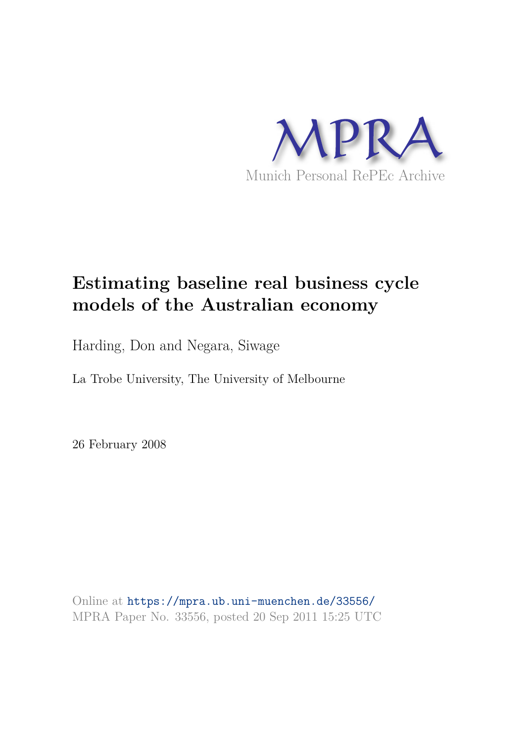MPRA

Munich Personal RePEc Archive

# Estimating baseline real business cycle models of the Australian economy

Harding, Don and Negara, Siwage

La Trobe University, The University of Melbourne

26 February 2008

Online at https://mpra.ub.uni-muenchen.de/33556/
MPRA Paper No. 33556, posted 20 Sep 2011 15:25 UTC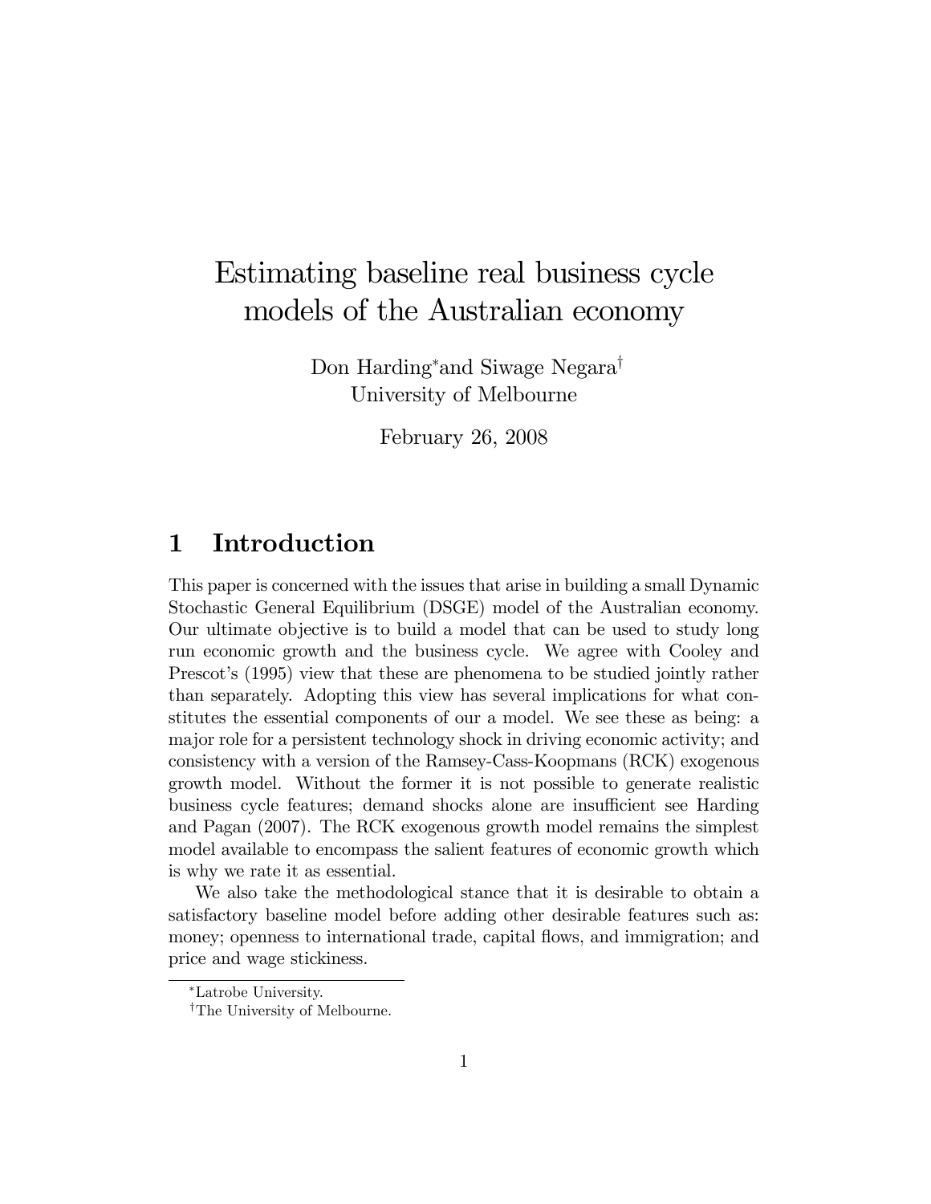# Estimating baseline real business cycle models of the Australian economy

Don Harding[*] and Siwage Negara[†]
University of Melbourne

February 26, 2008

## 1 Introduction

This paper is concerned with the issues that arise in building a small Dynamic Stochastic General Equilibrium (DSGE) model of the Australian economy. Our ultimate objective is to build a model that can be used to study long run economic growth and the business cycle. We agree with Cooley and Prescot's (1995) view that these are phenomena to be studied jointly rather than separately. Adopting this view has several implications for what constitutes the essential components of our a model. We see these as being: a major role for a persistent technology shock in driving economic activity; and consistency with a version of the Ramsey-Cass-Koopmans (RCK) exogenous growth model. Without the former it is not possible to generate realistic business cycle features; demand shocks alone are insufficient see Harding and Pagan (2007). The RCK exogenous growth model remains the simplest model available to encompass the salient features of economic growth which is why we rate it as essential.

We also take the methodological stance that it is desirable to obtain a satisfactory baseline model before adding other desirable features such as: money; openness to international trade, capital flows, and immigration; and price and wage stickiness.

[*] Latrobe University.

[†] The University of Melbourne.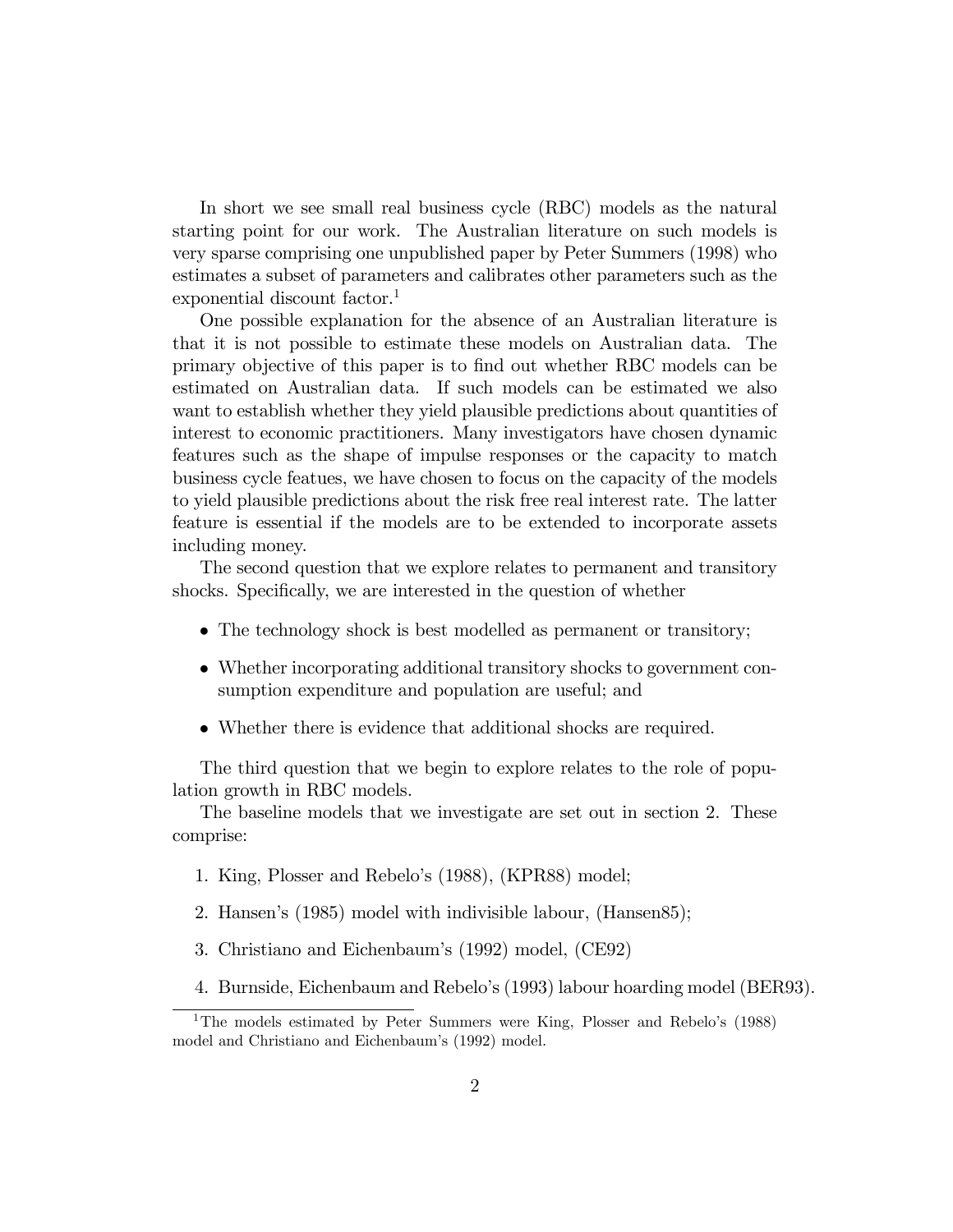In short we see small real business cycle (RBC) models as the natural starting point for our work. The Australian literature on such models is very sparse comprising one unpublished paper by Peter Summers (1998) who estimates a subset of parameters and calibrates other parameters such as the exponential discount factor.[1]

One possible explanation for the absence of an Australian literature is that it is not possible to estimate these models on Australian data. The primary objective of this paper is to find out whether RBC models can be estimated on Australian data. If such models can be estimated we also want to establish whether they yield plausible predictions about quantities of interest to economic practitioners. Many investigators have chosen dynamic features such as the shape of impulse responses or the capacity to match business cycle featues, we have chosen to focus on the capacity of the models to yield plausible predictions about the risk free real interest rate. The latter feature is essential if the models are to be extended to incorporate assets including money.

The second question that we explore relates to permanent and transitory shocks. Specifically, we are interested in the question of whether

- The technology shock is best modelled as permanent or transitory;
- Whether incorporating additional transitory shocks to government consumption expenditure and population are useful; and
- Whether there is evidence that additional shocks are required.

The third question that we begin to explore relates to the role of population growth in RBC models.

The baseline models that we investigate are set out in section 2. These comprise:

1. King, Plosser and Rebelo's (1988), (KPR88) model;
2. Hansen's (1985) model with indivisible labour, (Hansen85);
3. Christiano and Eichenbaum's (1992) model, (CE92)
4. Burnside, Eichenbaum and Rebelo's (1993) labour hoarding model (BER93).

[1] The models estimated by Peter Summers were King, Plosser and Rebelo's (1988) model and Christiano and Eichenbaum's (1992) model.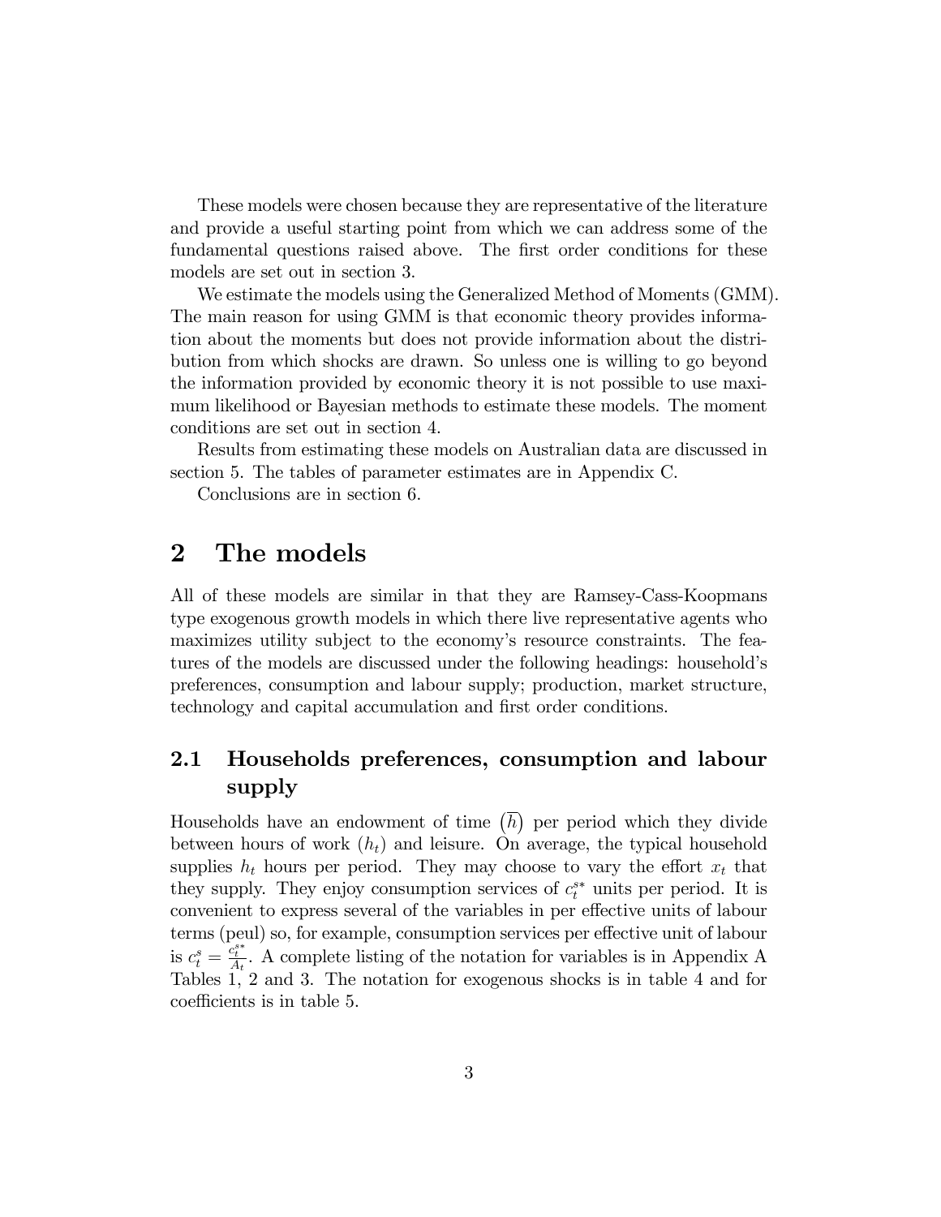These models were chosen because they are representative of the literature and provide a useful starting point from which we can address some of the fundamental questions raised above. The first order conditions for these models are set out in section 3.

We estimate the models using the Generalized Method of Moments (GMM). The main reason for using GMM is that economic theory provides information about the moments but does not provide information about the distribution from which shocks are drawn. So unless one is willing to go beyond the information provided by economic theory it is not possible to use maximum likelihood or Bayesian methods to estimate these models. The moment conditions are set out in section 4.

Results from estimating these models on Australian data are discussed in section 5. The tables of parameter estimates are in Appendix C.

Conclusions are in section 6.

# 2 The models

All of these models are similar in that they are Ramsey-Cass-Koopmans type exogenous growth models in which there live representative agents who maximizes utility subject to the economy's resource constraints. The features of the models are discussed under the following headings: household's preferences, consumption and labour supply; production, market structure, technology and capital accumulation and first order conditions.

## 2.1 Households preferences, consumption and labour supply

Households have an endowment of time $\left(\overline{h}\right)$ per period which they divide between hours of work $(h_t)$ and leisure. On average, the typical household supplies $h_t$ hours per period. They may choose to vary the effort $x_t$ that they supply. They enjoy consumption services of $c_t^{s*}$ units per period. It is convenient to express several of the variables in per effective units of labour terms (peul) so, for example, consumption services per effective unit of labour is $c_t^s = \frac{c_t^{s*}}{A_t}$. A complete listing of the notation for variables is in Appendix A Tables 1, 2 and 3. The notation for exogenous shocks is in table 4 and for coefficients is in table 5.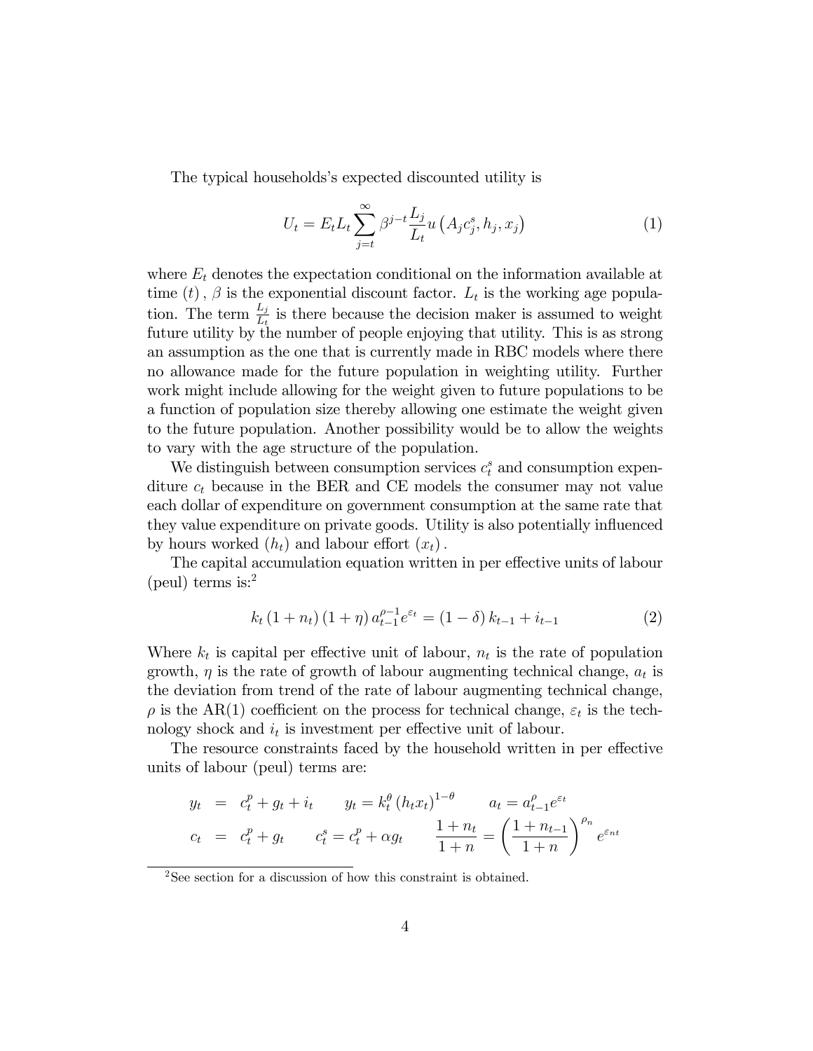The typical households's expected discounted utility is

$$U_t = E_t L_t \sum_{j=t}^{\infty} \beta^{j-t} \frac{L_j}{L_t} u\left(A_j c_j^s, h_j, x_j\right) \tag{1}$$

where $E_t$ denotes the expectation conditional on the information available at time $(t)$, $\beta$ is the exponential discount factor. $L_t$ is the working age population. The term $\frac{L_j}{L_t}$ is there because the decision maker is assumed to weight future utility by the number of people enjoying that utility. This is as strong an assumption as the one that is currently made in RBC models where there no allowance made for the future population in weighting utility. Further work might include allowing for the weight given to future populations to be a function of population size thereby allowing one estimate the weight given to the future population. Another possibility would be to allow the weights to vary with the age structure of the population.

We distinguish between consumption services $c_t^s$ and consumption expenditure $c_t$ because in the BER and CE models the consumer may not value each dollar of expenditure on government consumption at the same rate that they value expenditure on private goods. Utility is also potentially influenced by hours worked $(h_t)$ and labour effort $(x_t)$.

The capital accumulation equation written in per effective units of labour (peul) terms is:[2]

$$k_t (1 + n_t)(1 + \eta) a_{t-1}^{\rho-1} e^{\varepsilon_t} = (1 - \delta) k_{t-1} + i_{t-1} \tag{2}$$

Where $k_t$ is capital per effective unit of labour, $n_t$ is the rate of population growth, $\eta$ is the rate of growth of labour augmenting technical change, $a_t$ is the deviation from trend of the rate of labour augmenting technical change, $\rho$ is the AR(1) coefficient on the process for technical change, $\varepsilon_t$ is the technology shock and $i_t$ is investment per effective unit of labour.

The resource constraints faced by the household written in per effective units of labour (peul) terms are:

$$\begin{aligned} y_t &= c_t^p + g_t + i_t \qquad y_t = k_t^{\theta} (h_t x_t)^{1-\theta} \qquad a_t = a_{t-1}^{\rho} e^{\varepsilon_t} \\ c_t &= c_t^p + g_t \qquad c_t^s = c_t^p + \alpha g_t \qquad \frac{1+n_t}{1+n} = \left(\frac{1+n_{t-1}}{1+n}\right)^{\rho_n} e^{\varepsilon_{nt}} \end{aligned}$$

[2] See section for a discussion of how this constraint is obtained.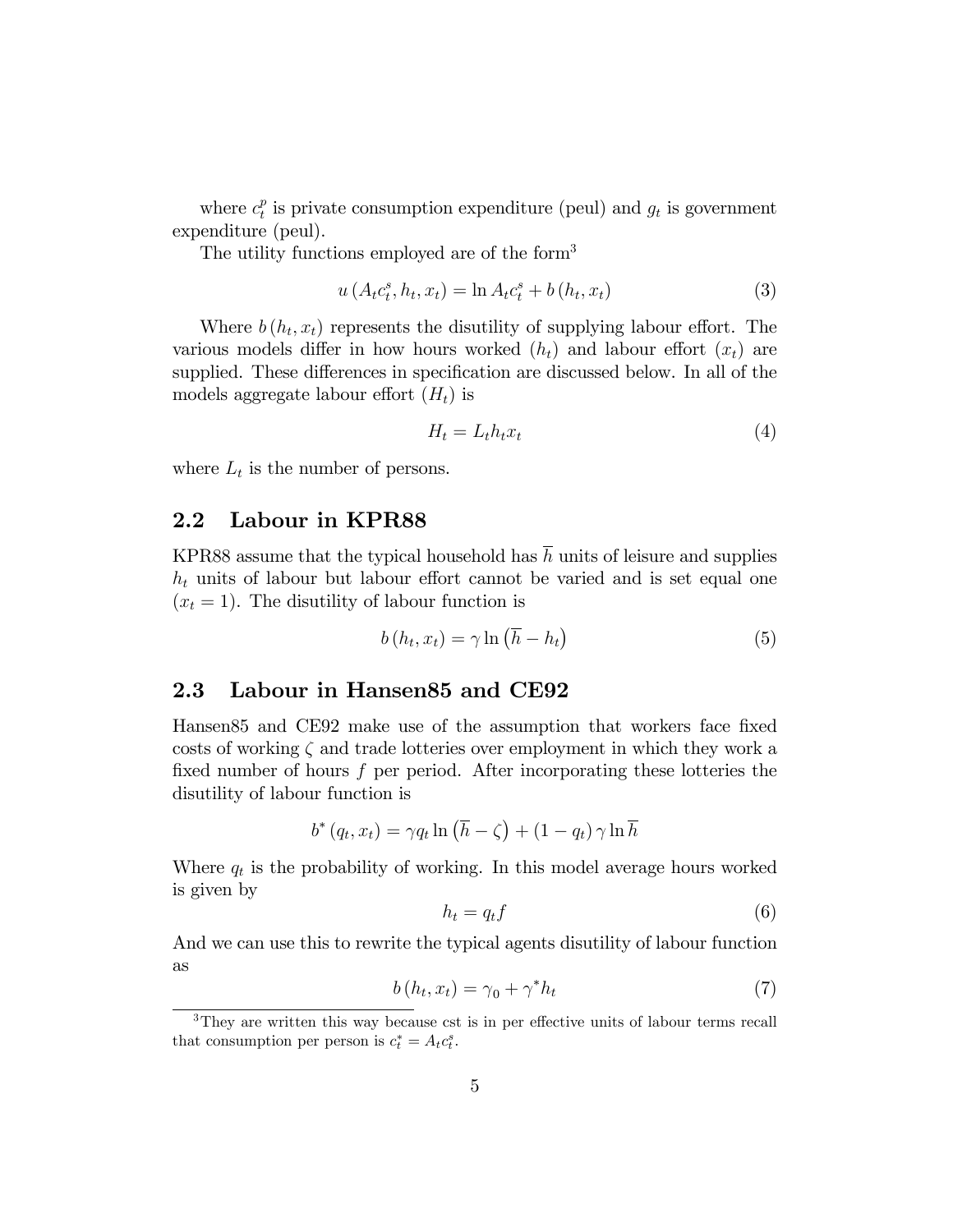where $c_t^p$ is private consumption expenditure (peul) and $g_t$ is government expenditure (peul).

The utility functions employed are of the form[3]

$$u\left(A_t c_t^s, h_t, x_t\right) = \ln A_t c_t^s + b\left(h_t, x_t\right) \tag{3}$$

Where $b\left(h_t, x_t\right)$ represents the disutility of supplying labour effort. The various models differ in how hours worked ($h_t$) and labour effort ($x_t$) are supplied. These differences in specification are discussed below. In all of the models aggregate labour effort ($H_t$) is

$$H_t = L_t h_t x_t \tag{4}$$

where $L_t$ is the number of persons.

## 2.2 Labour in KPR88

KPR88 assume that the typical household has $\overline{h}$ units of leisure and supplies $h_t$ units of labour but labour effort cannot be varied and is set equal one ($x_t = 1$). The disutility of labour function is

$$b\left(h_t, x_t\right) = \gamma \ln\left(\overline{h} - h_t\right) \tag{5}$$

## 2.3 Labour in Hansen85 and CE92

Hansen85 and CE92 make use of the assumption that workers face fixed costs of working $\zeta$ and trade lotteries over employment in which they work a fixed number of hours $f$ per period. After incorporating these lotteries the disutility of labour function is

$$b^*\left(q_t, x_t\right) = \gamma q_t \ln\left(\overline{h} - \zeta\right) + \left(1 - q_t\right) \gamma \ln \overline{h}$$

Where $q_t$ is the probability of working. In this model average hours worked is given by

$$h_t = q_t f \tag{6}$$

And we can use this to rewrite the typical agents disutility of labour function as

$$b\left(h_t, x_t\right) = \gamma_0 + \gamma^* h_t \tag{7}$$

[3] They are written this way because cst is in per effective units of labour terms recall that consumption per person is $c_t^* = A_t c_t^s$.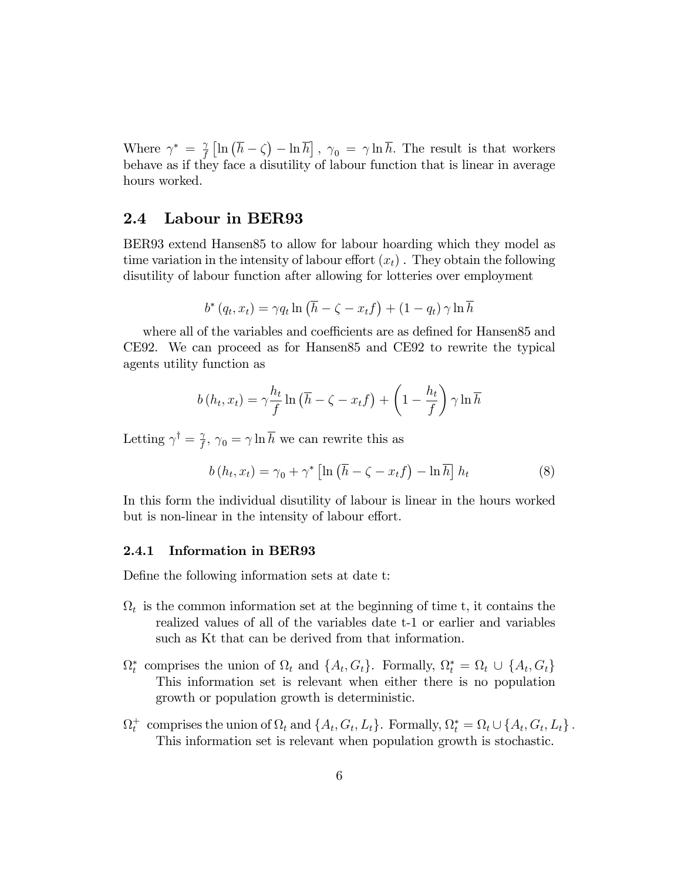Where $\gamma^* = \frac{\gamma}{f}\left[\ln\left(\overline{h} - \zeta\right) - \ln \overline{h}\right]$, $\gamma_0 = \gamma \ln \overline{h}$. The result is that workers behave as if they face a disutility of labour function that is linear in average hours worked.

## 2.4 Labour in BER93

BER93 extend Hansen85 to allow for labour hoarding which they model as time variation in the intensity of labour effort $(x_t)$. They obtain the following disutility of labour function after allowing for lotteries over employment

$$b^*\left(q_t, x_t\right) = \gamma q_t \ln\left(\overline{h} - \zeta - x_t f\right) + \left(1 - q_t\right) \gamma \ln \overline{h}$$

where all of the variables and coefficients are as defined for Hansen85 and CE92. We can proceed as for Hansen85 and CE92 to rewrite the typical agents utility function as

$$b\left(h_t, x_t\right) = \gamma \frac{h_t}{f} \ln\left(\overline{h} - \zeta - x_t f\right) + \left(1 - \frac{h_t}{f}\right) \gamma \ln \overline{h}$$

Letting $\gamma^{\dagger} = \frac{\gamma}{f}$, $\gamma_0 = \gamma \ln \overline{h}$ we can rewrite this as

$$b\left(h_t, x_t\right) = \gamma_0 + \gamma^* \left[\ln\left(\overline{h} - \zeta - x_t f\right) - \ln \overline{h}\right] h_t \tag{8}$$

In this form the individual disutility of labour is linear in the hours worked but is non-linear in the intensity of labour effort.

### 2.4.1 Information in BER93

Define the following information sets at date t:

- $\Omega_t$ is the common information set at the beginning of time t, it contains the realized values of all of the variables date t-1 or earlier and variables such as Kt that can be derived from that information.

- $\Omega_t^*$ comprises the union of $\Omega_t$ and $\{A_t, G_t\}$. Formally, $\Omega_t^* = \Omega_t \cup \{A_t, G_t\}$ This information set is relevant when either there is no population growth or population growth is deterministic.

- $\Omega_t^+$ comprises the union of $\Omega_t$ and $\{A_t, G_t, L_t\}$. Formally, $\Omega_t^* = \Omega_t \cup \{A_t, G_t, L_t\}$. This information set is relevant when population growth is stochastic.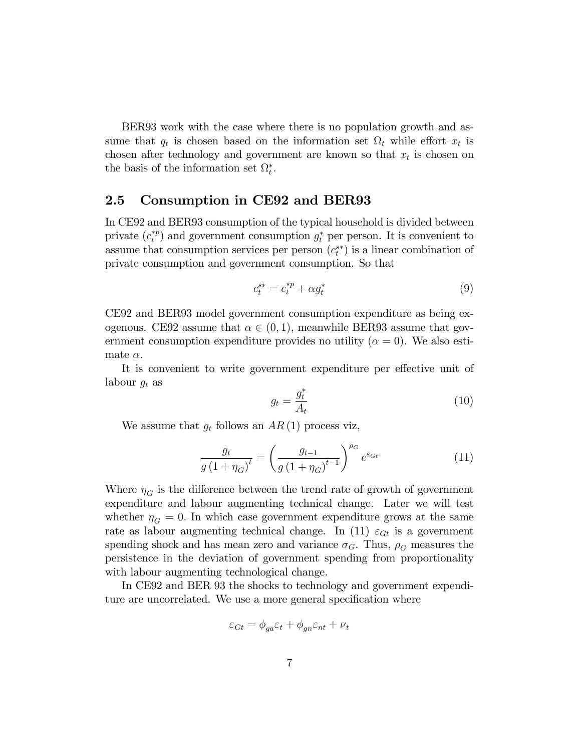BER93 work with the case where there is no population growth and assume that $q_t$ is chosen based on the information set $\Omega_t$ while effort $x_t$ is chosen after technology and government are known so that $x_t$ is chosen on the basis of the information set $\Omega_t^*$.

## 2.5 Consumption in CE92 and BER93

In CE92 and BER93 consumption of the typical household is divided between private ($c_t^{*p}$) and government consumption $g_t^*$ per person. It is convenient to assume that consumption services per person ($c_t^{s*}$) is a linear combination of private consumption and government consumption. So that

$$c_t^{s*} = c_t^{*p} + \alpha g_t^* \tag{9}$$

CE92 and BER93 model government consumption expenditure as being exogenous. CE92 assume that $\alpha \in (0, 1)$, meanwhile BER93 assume that government consumption expenditure provides no utility ($\alpha = 0$). We also estimate $\alpha$.

It is convenient to write government expenditure per effective unit of labour $g_t$ as

$$g_t = \frac{g_t^*}{A_t} \tag{10}$$

We assume that $g_t$ follows an $AR(1)$ process viz,

$$\frac{g_t}{g(1+\eta_G)^t} = \left(\frac{g_{t-1}}{g(1+\eta_G)^{t-1}}\right)^{\rho_G} e^{\varepsilon_{Gt}} \tag{11}$$

Where $\eta_G$ is the difference between the trend rate of growth of government expenditure and labour augmenting technical change. Later we will test whether $\eta_G = 0$. In which case government expenditure grows at the same rate as labour augmenting technical change. In (11) $\varepsilon_{Gt}$ is a government spending shock and has mean zero and variance $\sigma_G$. Thus, $\rho_G$ measures the persistence in the deviation of government spending from proportionality with labour augmenting technological change.

In CE92 and BER 93 the shocks to technology and government expenditure are uncorrelated. We use a more general specification where

$$\varepsilon_{Gt} = \phi_{ga}\varepsilon_t + \phi_{gn}\varepsilon_{nt} + \nu_t$$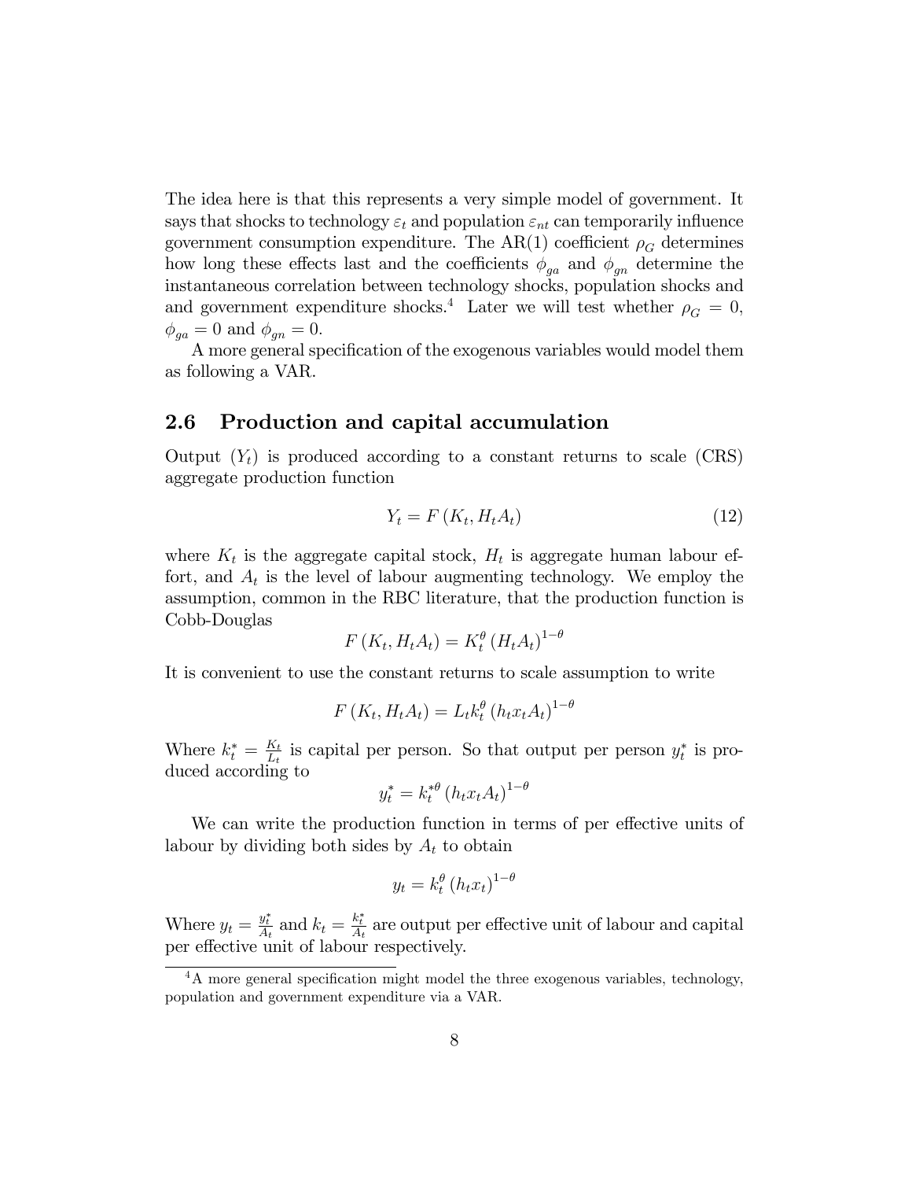The idea here is that this represents a very simple model of government. It says that shocks to technology $\varepsilon_t$ and population $\varepsilon_{nt}$ can temporarily influence government consumption expenditure. The AR(1) coefficient $\rho_G$ determines how long these effects last and the coefficients $\phi_{ga}$ and $\phi_{gn}$ determine the instantaneous correlation between technology shocks, population shocks and and government expenditure shocks.[4] Later we will test whether $\rho_G = 0$, $\phi_{ga} = 0$ and $\phi_{gn} = 0$.

A more general specification of the exogenous variables would model them as following a VAR.

## 2.6 Production and capital accumulation

Output ($Y_t$) is produced according to a constant returns to scale (CRS) aggregate production function

$$Y_t = F(K_t, H_t A_t) \tag{12}$$

where $K_t$ is the aggregate capital stock, $H_t$ is aggregate human labour effort, and $A_t$ is the level of labour augmenting technology. We employ the assumption, common in the RBC literature, that the production function is Cobb-Douglas

$$F(K_t, H_t A_t) = K_t^{\theta} (H_t A_t)^{1-\theta}$$

It is convenient to use the constant returns to scale assumption to write

$$F(K_t, H_t A_t) = L_t k_t^{\theta} (h_t x_t A_t)^{1-\theta}$$

Where $k_t^* = \frac{K_t}{L_t}$ is capital per person. So that output per person $y_t^*$ is produced according to

$$y_t^* = k_t^{*\theta} (h_t x_t A_t)^{1-\theta}$$

We can write the production function in terms of per effective units of labour by dividing both sides by $A_t$ to obtain

$$y_t = k_t^{\theta} (h_t x_t)^{1-\theta}$$

Where $y_t = \frac{y_t^*}{A_t}$ and $k_t = \frac{k_t^*}{A_t}$ are output per effective unit of labour and capital per effective unit of labour respectively.

[4] A more general specification might model the three exogenous variables, technology, population and government expenditure via a VAR.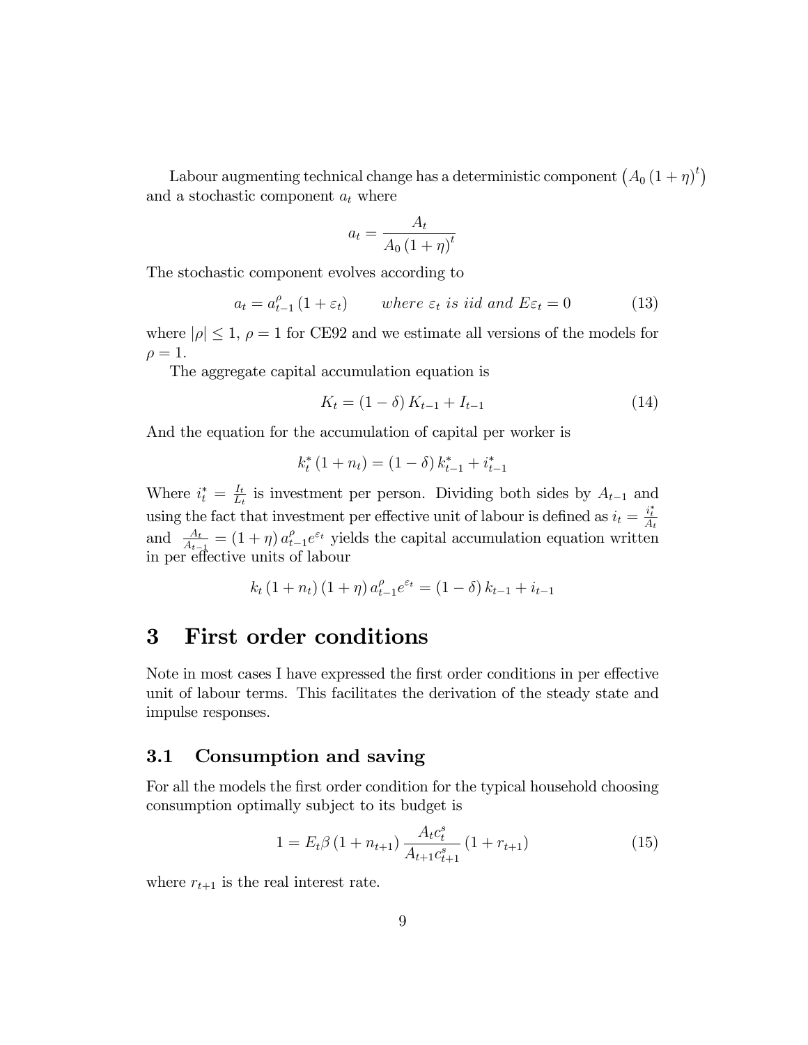Labour augmenting technical change has a deterministic component $\left(A_0 (1+\eta)^t\right)$ and a stochastic component $a_t$ where

$$a_t = \frac{A_t}{A_0 (1+\eta)^t}$$

The stochastic component evolves according to

$$a_t = a_{t-1}^{\rho} (1+\varepsilon_t) \qquad \textit{where } \varepsilon_t \textit{ is iid and } E\varepsilon_t = 0 \tag{13}$$

where $|\rho| \leq 1$, $\rho = 1$ for CE92 and we estimate all versions of the models for $\rho = 1$.

The aggregate capital accumulation equation is

$$K_t = (1-\delta) K_{t-1} + I_{t-1} \tag{14}$$

And the equation for the accumulation of capital per worker is

$$k_t^* (1+n_t) = (1-\delta) k_{t-1}^* + i_{t-1}^*$$

Where $i_t^* = \frac{I_t}{L_t}$ is investment per person. Dividing both sides by $A_{t-1}$ and using the fact that investment per effective unit of labour is defined as $i_t = \frac{i_t^*}{A_t}$ and $\frac{A_t}{A_{t-1}} = (1+\eta) a_{t-1}^{\rho} e^{\varepsilon_t}$ yields the capital accumulation equation written in per effective units of labour

$$k_t (1+n_t)(1+\eta) a_{t-1}^{\rho} e^{\varepsilon_t} = (1-\delta) k_{t-1} + i_{t-1}$$

# 3 First order conditions

Note in most cases I have expressed the first order conditions in per effective unit of labour terms. This facilitates the derivation of the steady state and impulse responses.

## 3.1 Consumption and saving

For all the models the first order condition for the typical household choosing consumption optimally subject to its budget is

$$1 = E_t \beta (1+n_{t+1}) \frac{A_t c_t^s}{A_{t+1} c_{t+1}^s} (1+r_{t+1}) \tag{15}$$

where $r_{t+1}$ is the real interest rate.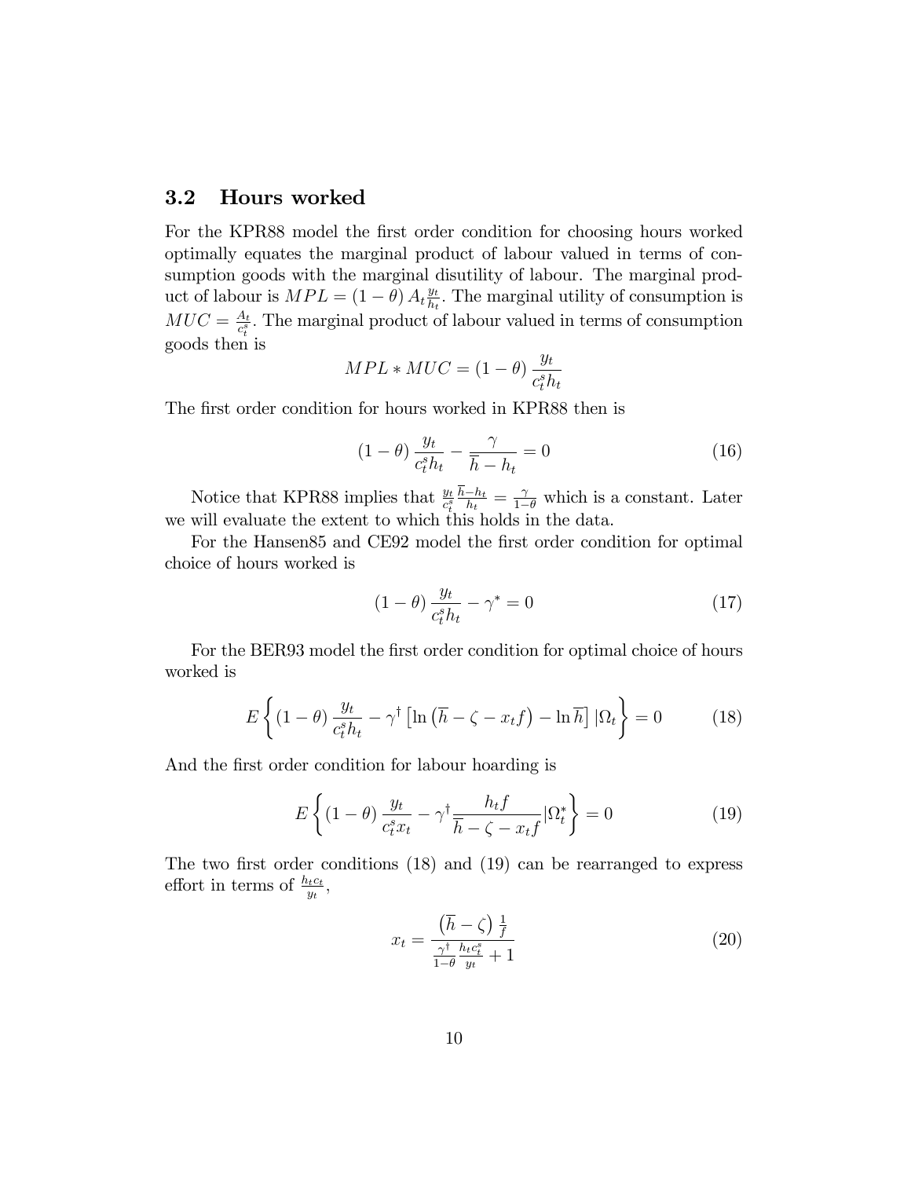## 3.2 Hours worked

For the KPR88 model the first order condition for choosing hours worked optimally equates the marginal product of labour valued in terms of consumption goods with the marginal disutility of labour. The marginal product of labour is $MPL = (1-\theta) A_t \frac{y_t}{h_t}$. The marginal utility of consumption is $MUC = \frac{A_t}{c_t^s}$. The marginal product of labour valued in terms of consumption goods then is

$$MPL * MUC = (1-\theta) \frac{y_t}{c_t^s h_t}$$

The first order condition for hours worked in KPR88 then is

$$(1-\theta) \frac{y_t}{c_t^s h_t} - \frac{\gamma}{\overline{h} - h_t} = 0 \tag{16}$$

Notice that KPR88 implies that $\frac{y_t}{c_t^s} \frac{\overline{h} - h_t}{h_t} = \frac{\gamma}{1-\theta}$ which is a constant. Later we will evaluate the extent to which this holds in the data.

For the Hansen85 and CE92 model the first order condition for optimal choice of hours worked is

$$(1-\theta) \frac{y_t}{c_t^s h_t} - \gamma^* = 0 \tag{17}$$

For the BER93 model the first order condition for optimal choice of hours worked is

$$E\left\{ (1-\theta) \frac{y_t}{c_t^s h_t} - \gamma^\dagger \left[ \ln\left(\overline{h} - \zeta - x_t f\right) - \ln \overline{h} \right] | \Omega_t \right\} = 0 \tag{18}$$

And the first order condition for labour hoarding is

$$E\left\{ (1-\theta) \frac{y_t}{c_t^s x_t} - \gamma^\dagger \frac{h_t f}{\overline{h} - \zeta - x_t f} | \Omega_t^* \right\} = 0 \tag{19}$$

The two first order conditions (18) and (19) can be rearranged to express effort in terms of $\frac{h_t c_t}{y_t}$,

$$x_t = \frac{\left(\overline{h} - \zeta\right) \frac{1}{f}}{\frac{\gamma^\dagger}{1-\theta} \frac{h_t c_t^s}{y_t} + 1} \tag{20}$$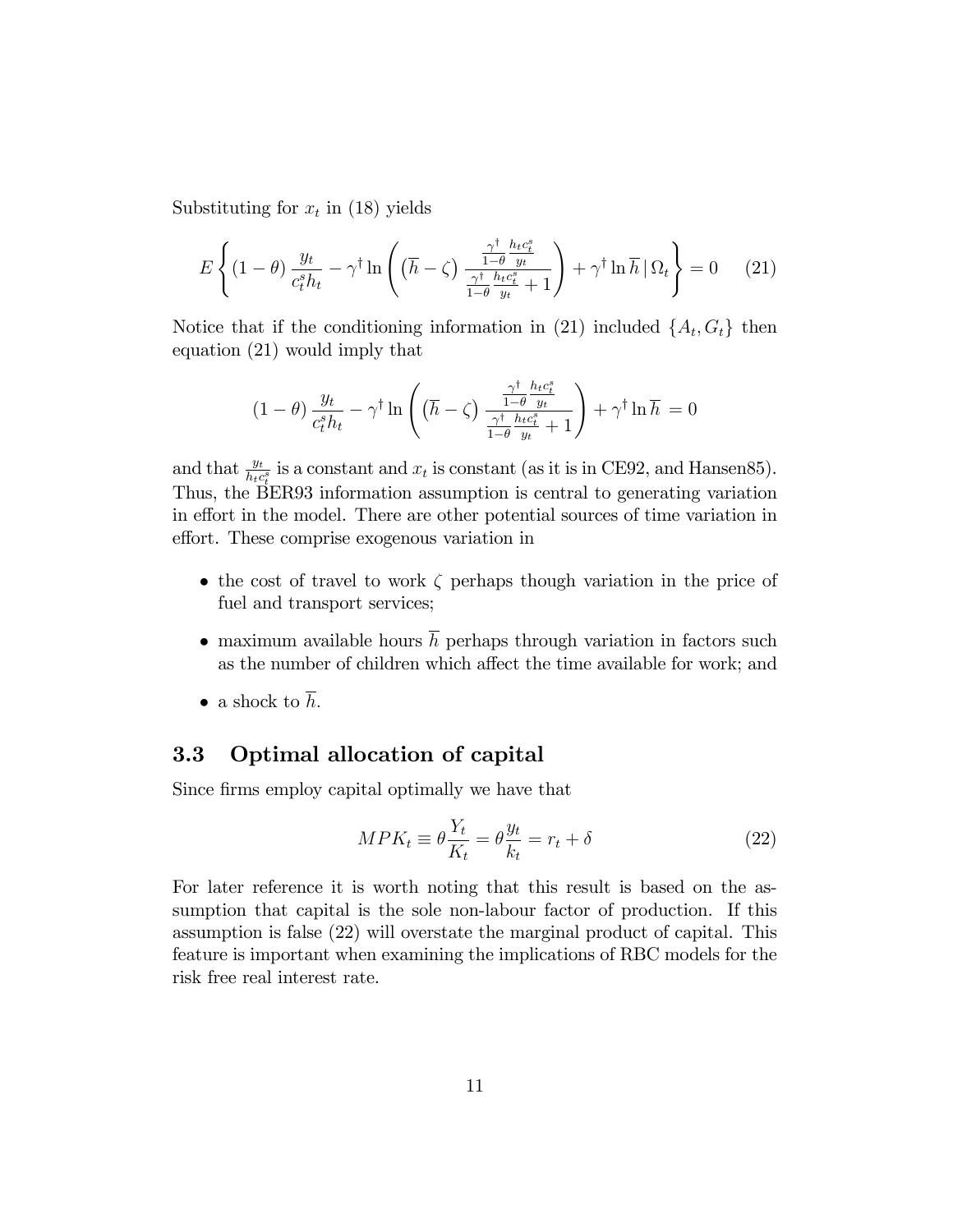Substituting for $x_t$ in (18) yields

$$E\left\{(1-\theta)\frac{y_t}{c_t^s h_t} - \gamma^\dagger \ln\left(\left(\overline{h}-\zeta\right)\frac{\frac{\gamma^\dagger}{1-\theta}\frac{h_t c_t^s}{y_t}}{\frac{\gamma^\dagger}{1-\theta}\frac{h_t c_t^s}{y_t}+1}\right) + \gamma^\dagger \ln \overline{h} \,|\, \Omega_t\right\} = 0 \qquad (21)$$

Notice that if the conditioning information in (21) included $\{A_t, G_t\}$ then equation (21) would imply that

$$(1-\theta)\frac{y_t}{c_t^s h_t} - \gamma^\dagger \ln\left(\left(\overline{h}-\zeta\right)\frac{\frac{\gamma^\dagger}{1-\theta}\frac{h_t c_t^s}{y_t}}{\frac{\gamma^\dagger}{1-\theta}\frac{h_t c_t^s}{y_t}+1}\right) + \gamma^\dagger \ln \overline{h} = 0$$

and that $\frac{y_t}{h_t c_t^s}$ is a constant and $x_t$ is constant (as it is in CE92, and Hansen85). Thus, the BER93 information assumption is central to generating variation in effort in the model. There are other potential sources of time variation in effort. These comprise exogenous variation in

- the cost of travel to work $\zeta$ perhaps though variation in the price of fuel and transport services;
- maximum available hours $\overline{h}$ perhaps through variation in factors such as the number of children which affect the time available for work; and
- a shock to $\overline{h}$.

## 3.3 Optimal allocation of capital

Since firms employ capital optimally we have that

$$MPK_t \equiv \theta\frac{Y_t}{K_t} = \theta\frac{y_t}{k_t} = r_t + \delta \qquad (22)$$

For later reference it is worth noting that this result is based on the assumption that capital is the sole non-labour factor of production. If this assumption is false (22) will overstate the marginal product of capital. This feature is important when examining the implications of RBC models for the risk free real interest rate.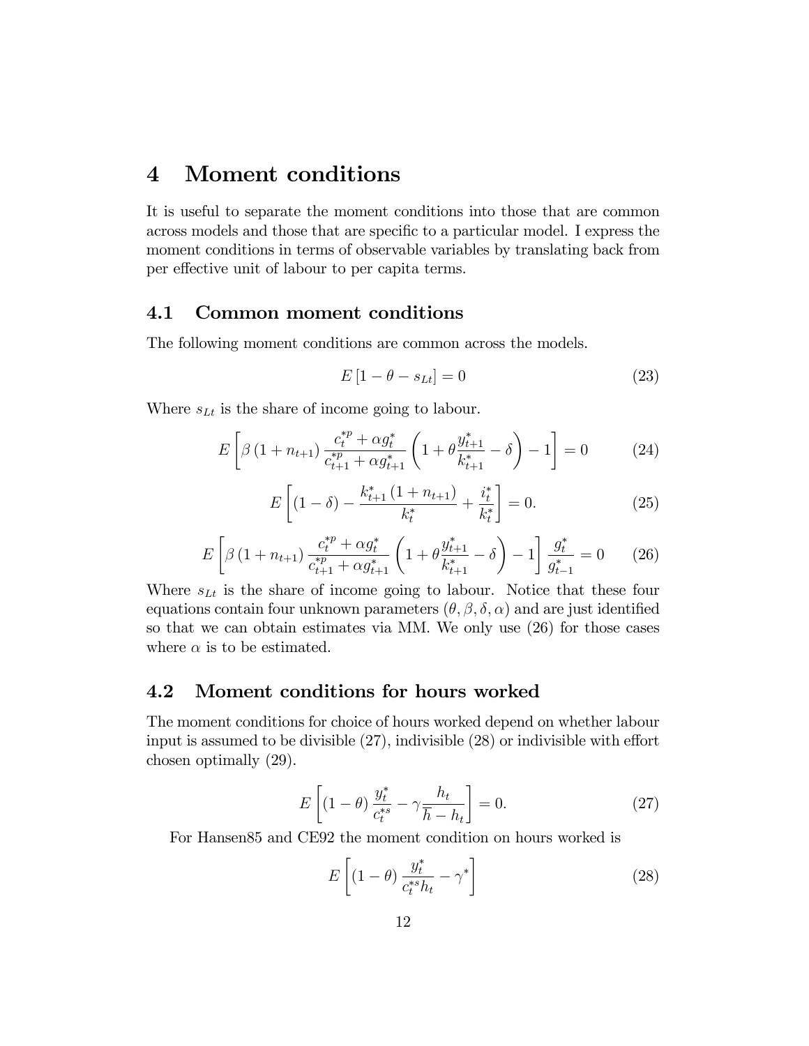# 4 Moment conditions

It is useful to separate the moment conditions into those that are common across models and those that are specific to a particular model. I express the moment conditions in terms of observable variables by translating back from per effective unit of labour to per capita terms.

## 4.1 Common moment conditions

The following moment conditions are common across the models.

$$E\left[1-\theta-s_{Lt}\right]=0 \tag{23}$$

Where $s_{Lt}$ is the share of income going to labour.

$$E\left[\beta\left(1+n_{t+1}\right)\frac{c_t^{*p}+\alpha g_t^*}{c_{t+1}^{*p}+\alpha g_{t+1}^*}\left(1+\theta\frac{y_{t+1}^*}{k_{t+1}^*}-\delta\right)-1\right]=0 \tag{24}$$

$$E\left[(1-\delta)-\frac{k_{t+1}^*\left(1+n_{t+1}\right)}{k_t^*}+\frac{i_t^*}{k_t^*}\right]=0. \tag{25}$$

$$E\left[\beta\left(1+n_{t+1}\right)\frac{c_t^{*p}+\alpha g_t^*}{c_{t+1}^{*p}+\alpha g_{t+1}^*}\left(1+\theta\frac{y_{t+1}^*}{k_{t+1}^*}-\delta\right)-1\right]\frac{g_t^*}{g_{t-1}^*}=0 \tag{26}$$

Where $s_{Lt}$ is the share of income going to labour. Notice that these four equations contain four unknown parameters $(\theta,\beta,\delta,\alpha)$ and are just identified so that we can obtain estimates via MM. We only use (26) for those cases where $\alpha$ is to be estimated.

## 4.2 Moment conditions for hours worked

The moment conditions for choice of hours worked depend on whether labour input is assumed to be divisible (27), indivisible (28) or indivisible with effort chosen optimally (29).

$$E\left[(1-\theta)\frac{y_t^*}{c_t^{*s}}-\gamma\frac{h_t}{\overline{h}-h_t}\right]=0. \tag{27}$$

For Hansen85 and CE92 the moment condition on hours worked is

$$E\left[(1-\theta)\frac{y_t^*}{c_t^{*s}h_t}-\gamma^*\right] \tag{28}$$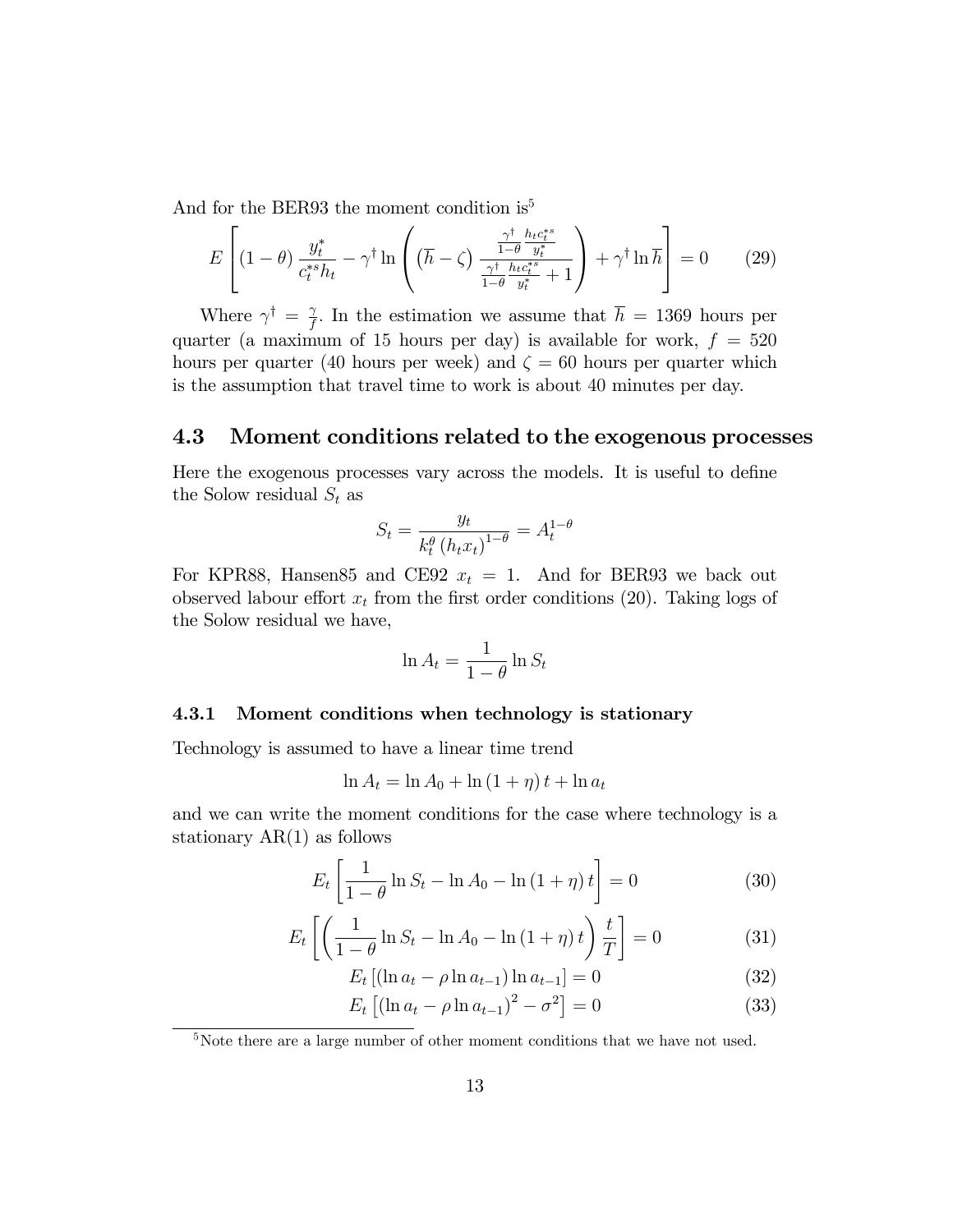And for the BER93 the moment condition is[5]

$$E\left[(1-\theta)\frac{y_t^*}{c_t^{*s}h_t} - \gamma^\dagger \ln\left(\left(\overline{h}-\zeta\right)\frac{\frac{\gamma^\dagger}{1-\theta}\frac{h_t c_t^{*s}}{y_t^*}}{\frac{\gamma^\dagger}{1-\theta}\frac{h_t c_t^{*s}}{y_t^*}+1}\right) + \gamma^\dagger \ln \overline{h}\right] = 0 \qquad (29)$$

Where $\gamma^\dagger = \frac{\gamma}{f}$. In the estimation we assume that $\overline{h} = 1369$ hours per quarter (a maximum of 15 hours per day) is available for work, $f = 520$ hours per quarter (40 hours per week) and $\zeta = 60$ hours per quarter which is the assumption that travel time to work is about 40 minutes per day.

## 4.3 Moment conditions related to the exogenous processes

Here the exogenous processes vary across the models. It is useful to define the Solow residual $S_t$ as

$$S_t = \frac{y_t}{k_t^\theta \left(h_t x_t\right)^{1-\theta}} = A_t^{1-\theta}$$

For KPR88, Hansen85 and CE92 $x_t = 1$. And for BER93 we back out observed labour effort $x_t$ from the first order conditions (20). Taking logs of the Solow residual we have,

$$\ln A_t = \frac{1}{1-\theta}\ln S_t$$

### 4.3.1 Moment conditions when technology is stationary

Technology is assumed to have a linear time trend

$$\ln A_t = \ln A_0 + \ln\left(1+\eta\right)t + \ln a_t$$

and we can write the moment conditions for the case where technology is a stationary AR(1) as follows

$$E_t\left[\frac{1}{1-\theta}\ln S_t - \ln A_0 - \ln\left(1+\eta\right)t\right] = 0 \qquad (30)$$

$$E_t\left[\left(\frac{1}{1-\theta}\ln S_t - \ln A_0 - \ln\left(1+\eta\right)t\right)\frac{t}{T}\right] = 0 \qquad (31)$$

$$E_t\left[\left(\ln a_t - \rho \ln a_{t-1}\right)\ln a_{t-1}\right] = 0 \qquad (32)$$

$$E_t\left[\left(\ln a_t - \rho \ln a_{t-1}\right)^2 - \sigma^2\right] = 0 \qquad (33)$$

[5]Note there are a large number of other moment conditions that we have not used.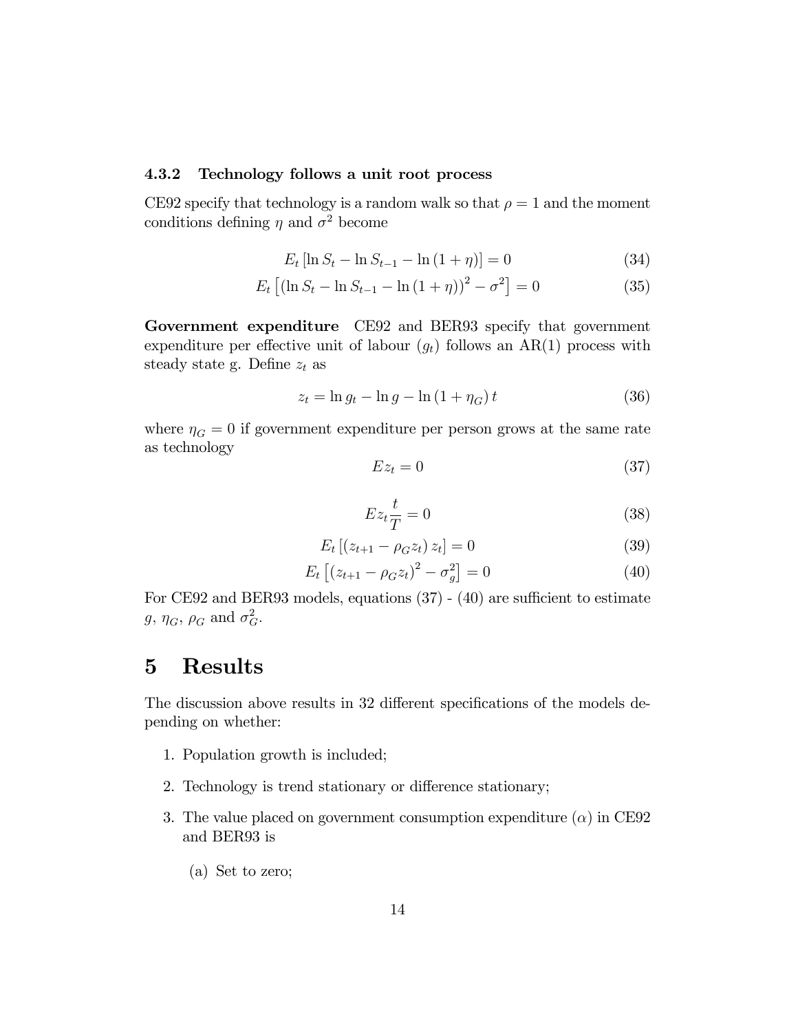### 4.3.2 Technology follows a unit root process

CE92 specify that technology is a random walk so that $\rho = 1$ and the moment conditions defining $\eta$ and $\sigma^2$ become

$$E_t \left[ \ln S_t - \ln S_{t-1} - \ln (1 + \eta) \right] = 0 \tag{34}$$

$$E_t \left[ \left( \ln S_t - \ln S_{t-1} - \ln (1 + \eta) \right)^2 - \sigma^2 \right] = 0 \tag{35}$$

**Government expenditure** CE92 and BER93 specify that government expenditure per effective unit of labour ($g_t$) follows an AR(1) process with steady state g. Define $z_t$ as

$$z_t = \ln g_t - \ln g - \ln (1 + \eta_G) t \tag{36}$$

where $\eta_G = 0$ if government expenditure per person grows at the same rate as technology

$$E z_t = 0 \tag{37}$$

$$E z_t \frac{t}{T} = 0 \tag{38}$$

$$E_t \left[ \left( z_{t+1} - \rho_G z_t \right) z_t \right] = 0 \tag{39}$$

$$E_t \left[ \left( z_{t+1} - \rho_G z_t \right)^2 - \sigma_g^2 \right] = 0 \tag{40}$$

For CE92 and BER93 models, equations (37) - (40) are sufficient to estimate $g$, $\eta_G$, $\rho_G$ and $\sigma_G^2$.

# 5 Results

The discussion above results in 32 different specifications of the models depending on whether:

1. Population growth is included;
2. Technology is trend stationary or difference stationary;
3. The value placed on government consumption expenditure ($\alpha$) in CE92 and BER93 is
   (a) Set to zero;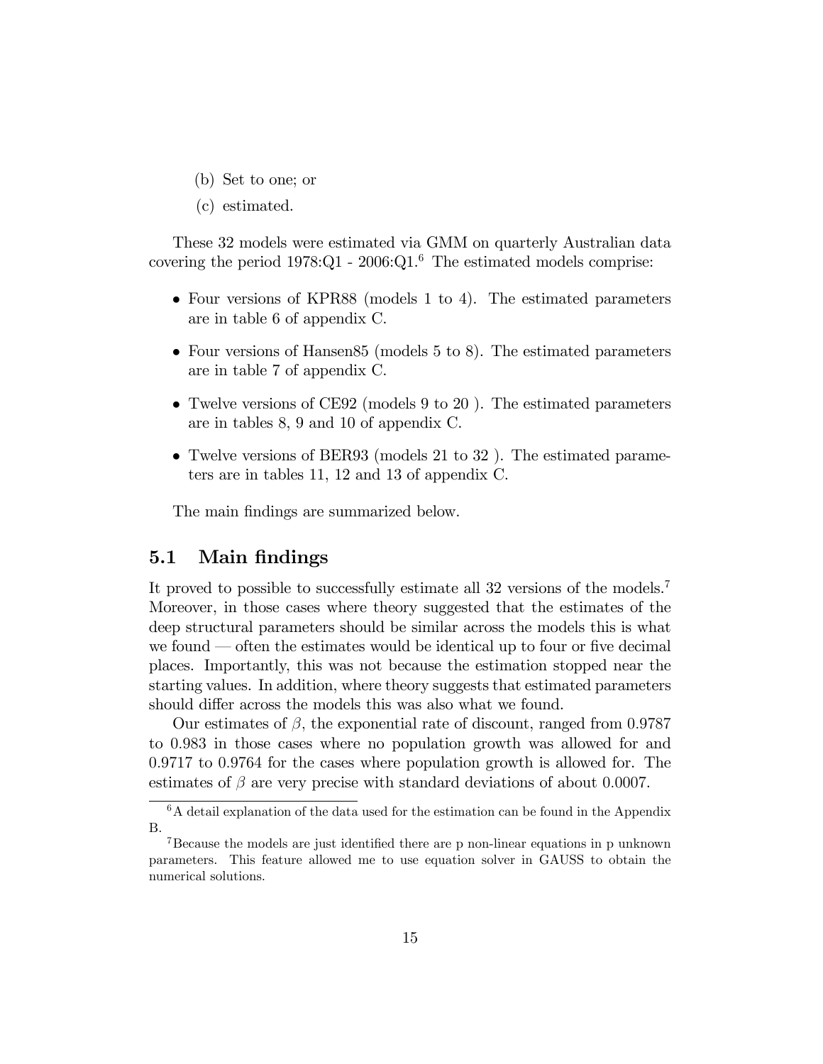(b) Set to one; or

(c) estimated.

These 32 models were estimated via GMM on quarterly Australian data covering the period 1978:Q1 - 2006:Q1.[6] The estimated models comprise:

- Four versions of KPR88 (models 1 to 4). The estimated parameters are in table 6 of appendix C.
- Four versions of Hansen85 (models 5 to 8). The estimated parameters are in table 7 of appendix C.
- Twelve versions of CE92 (models 9 to 20 ). The estimated parameters are in tables 8, 9 and 10 of appendix C.
- Twelve versions of BER93 (models 21 to 32 ). The estimated parameters are in tables 11, 12 and 13 of appendix C.

The main findings are summarized below.

## 5.1 Main findings

It proved to possible to successfully estimate all 32 versions of the models.[7] Moreover, in those cases where theory suggested that the estimates of the deep structural parameters should be similar across the models this is what we found — often the estimates would be identical up to four or five decimal places. Importantly, this was not because the estimation stopped near the starting values. In addition, where theory suggests that estimated parameters should differ across the models this was also what we found.

Our estimates of $\beta$, the exponential rate of discount, ranged from 0.9787 to 0.983 in those cases where no population growth was allowed for and 0.9717 to 0.9764 for the cases where population growth is allowed for. The estimates of $\beta$ are very precise with standard deviations of about 0.0007.

[6] A detail explanation of the data used for the estimation can be found in the Appendix B.

[7] Because the models are just identified there are p non-linear equations in p unknown parameters. This feature allowed me to use equation solver in GAUSS to obtain the numerical solutions.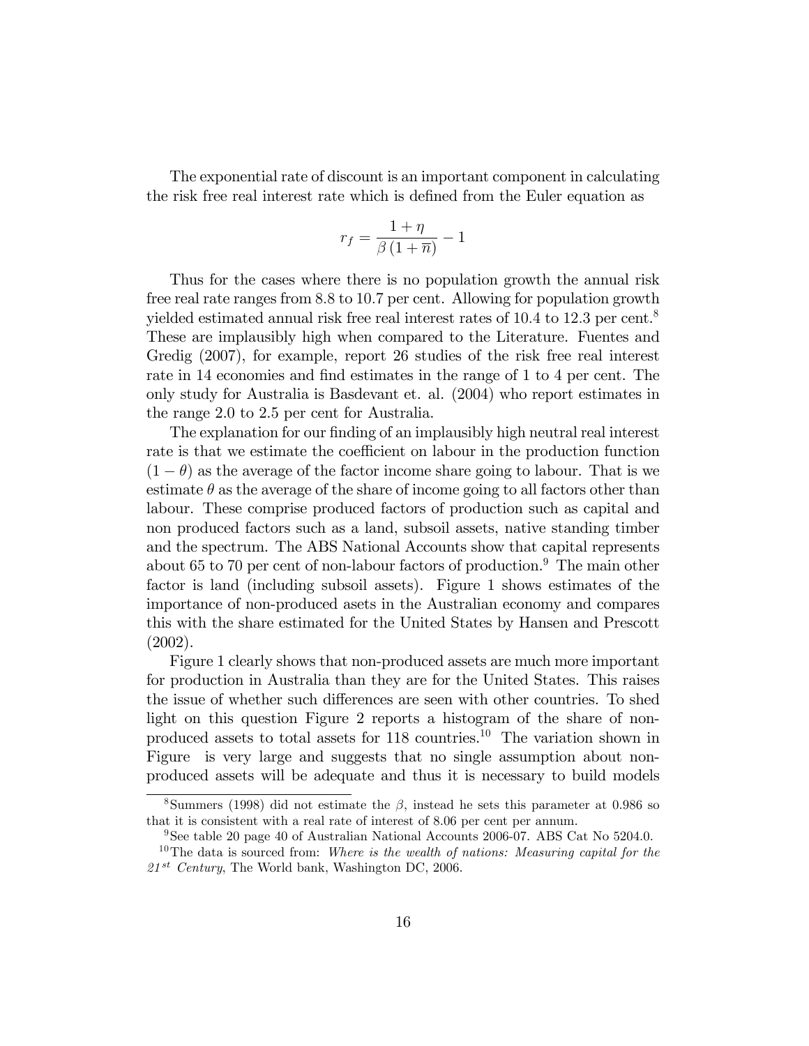The exponential rate of discount is an important component in calculating the risk free real interest rate which is defined from the Euler equation as

$$r_f = \frac{1+\eta}{\beta\left(1+\overline{n}\right)} - 1$$

Thus for the cases where there is no population growth the annual risk free real rate ranges from 8.8 to 10.7 per cent. Allowing for population growth yielded estimated annual risk free real interest rates of 10.4 to 12.3 per cent.[8] These are implausibly high when compared to the Literature. Fuentes and Gredig (2007), for example, report 26 studies of the risk free real interest rate in 14 economies and find estimates in the range of 1 to 4 per cent. The only study for Australia is Basdevant et. al. (2004) who report estimates in the range 2.0 to 2.5 per cent for Australia.

The explanation for our finding of an implausibly high neutral real interest rate is that we estimate the coefficient on labour in the production function $(1-\theta)$ as the average of the factor income share going to labour. That is we estimate $\theta$ as the average of the share of income going to all factors other than labour. These comprise produced factors of production such as capital and non produced factors such as a land, subsoil assets, native standing timber and the spectrum. The ABS National Accounts show that capital represents about 65 to 70 per cent of non-labour factors of production.[9] The main other factor is land (including subsoil assets). Figure 1 shows estimates of the importance of non-produced asets in the Australian economy and compares this with the share estimated for the United States by Hansen and Prescott (2002).

Figure 1 clearly shows that non-produced assets are much more important for production in Australia than they are for the United States. This raises the issue of whether such differences are seen with other countries. To shed light on this question Figure 2 reports a histogram of the share of non-produced assets to total assets for 118 countries.[10] The variation shown in Figure is very large and suggests that no single assumption about non-produced assets will be adequate and thus it is necessary to build models

---

[8] Summers (1998) did not estimate the $\beta$, instead he sets this parameter at 0.986 so that it is consistent with a real rate of interest of 8.06 per cent per annum.

[9] See table 20 page 40 of Australian National Accounts 2006-07. ABS Cat No 5204.0.

[10] The data is sourced from: *Where is the wealth of nations: Measuring capital for the 21st Century*, The World bank, Washington DC, 2006.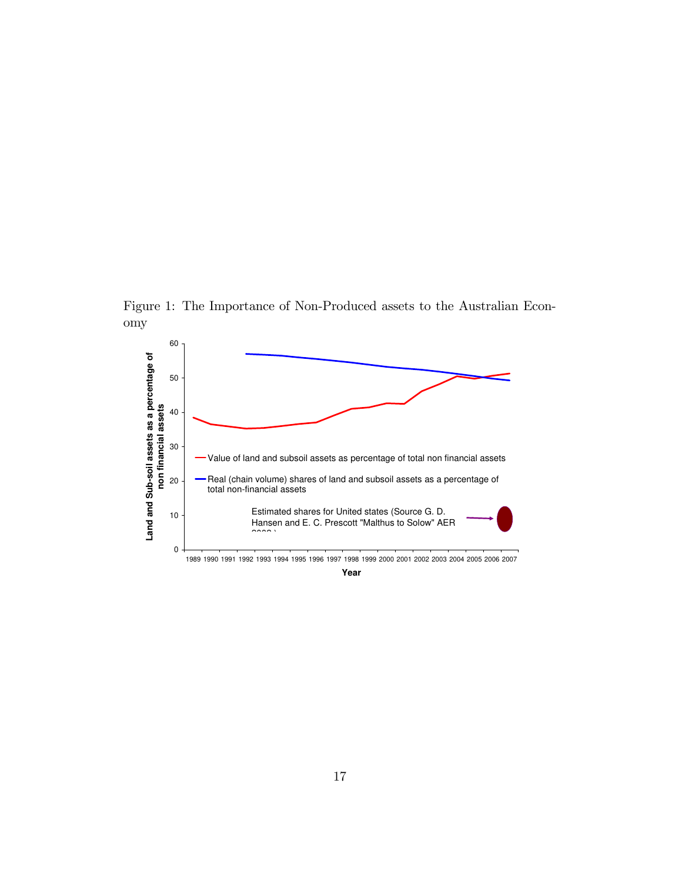Figure 1: The Importance of Non-Produced assets to the Australian Economy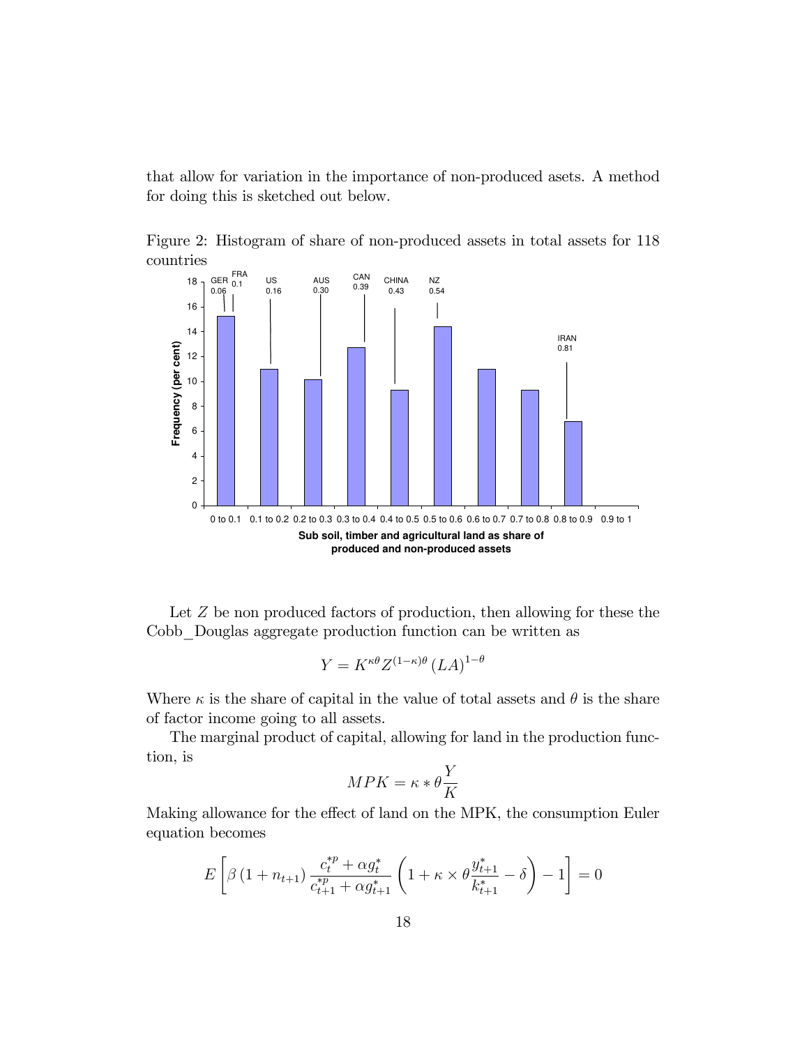that allow for variation in the importance of non-produced asets. A method for doing this is sketched out below.

Figure 2: Histogram of share of non-produced assets in total assets for 118 countries

Let $Z$ be non produced factors of production, then allowing for these the Cobb_Douglas aggregate production function can be written as

$$Y = K^{\kappa\theta} Z^{(1-\kappa)\theta} (LA)^{1-\theta}$$

Where $\kappa$ is the share of capital in the value of total assets and $\theta$ is the share of factor income going to all assets.

The marginal product of capital, allowing for land in the production function, is

$$MPK = \kappa * \theta \frac{Y}{K}$$

Making allowance for the effect of land on the MPK, the consumption Euler equation becomes

$$E\left[\beta\left(1+n_{t+1}\right)\frac{c_t^{*p}+\alpha g_t^*}{c_{t+1}^{*p}+\alpha g_{t+1}^*}\left(1+\kappa\times\theta\frac{y_{t+1}^*}{k_{t+1}^*}-\delta\right)-1\right]=0$$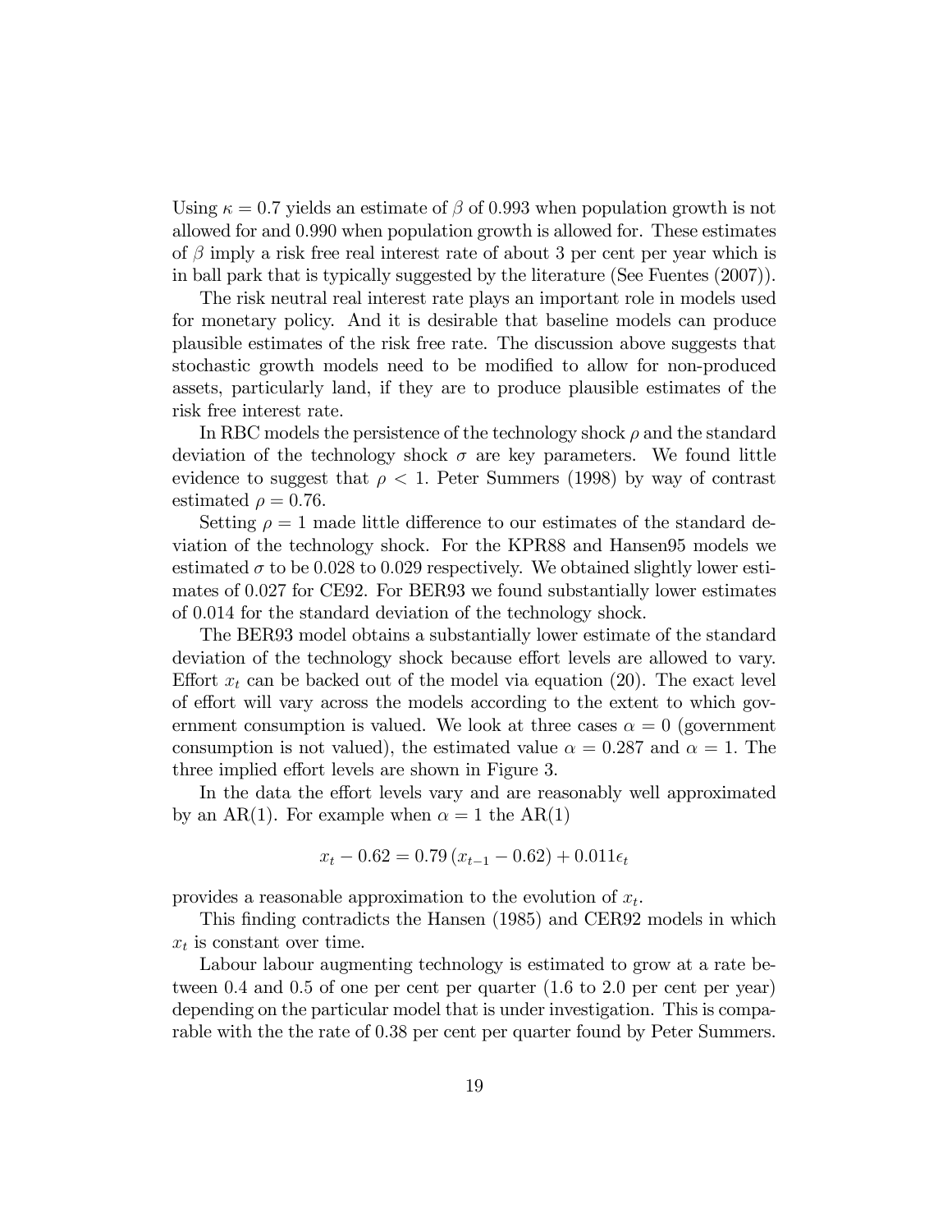Using $\kappa = 0.7$ yields an estimate of $\beta$ of 0.993 when population growth is not allowed for and 0.990 when population growth is allowed for. These estimates of $\beta$ imply a risk free real interest rate of about 3 per cent per year which is in ball park that is typically suggested by the literature (See Fuentes (2007)).

The risk neutral real interest rate plays an important role in models used for monetary policy. And it is desirable that baseline models can produce plausible estimates of the risk free rate. The discussion above suggests that stochastic growth models need to be modified to allow for non-produced assets, particularly land, if they are to produce plausible estimates of the risk free interest rate.

In RBC models the persistence of the technology shock $\rho$ and the standard deviation of the technology shock $\sigma$ are key parameters. We found little evidence to suggest that $\rho < 1$. Peter Summers (1998) by way of contrast estimated $\rho = 0.76$.

Setting $\rho = 1$ made little difference to our estimates of the standard deviation of the technology shock. For the KPR88 and Hansen95 models we estimated $\sigma$ to be 0.028 to 0.029 respectively. We obtained slightly lower estimates of 0.027 for CE92. For BER93 we found substantially lower estimates of 0.014 for the standard deviation of the technology shock.

The BER93 model obtains a substantially lower estimate of the standard deviation of the technology shock because effort levels are allowed to vary. Effort $x_t$ can be backed out of the model via equation (20). The exact level of effort will vary across the models according to the extent to which government consumption is valued. We look at three cases $\alpha = 0$ (government consumption is not valued), the estimated value $\alpha = 0.287$ and $\alpha = 1$. The three implied effort levels are shown in Figure 3.

In the data the effort levels vary and are reasonably well approximated by an AR(1). For example when $\alpha = 1$ the AR(1)

$$x_t - 0.62 = 0.79\,(x_{t-1} - 0.62) + 0.011\epsilon_t$$

provides a reasonable approximation to the evolution of $x_t$.

This finding contradicts the Hansen (1985) and CER92 models in which $x_t$ is constant over time.

Labour labour augmenting technology is estimated to grow at a rate between 0.4 and 0.5 of one per cent per quarter (1.6 to 2.0 per cent per year) depending on the particular model that is under investigation. This is comparable with the the rate of 0.38 per cent per quarter found by Peter Summers.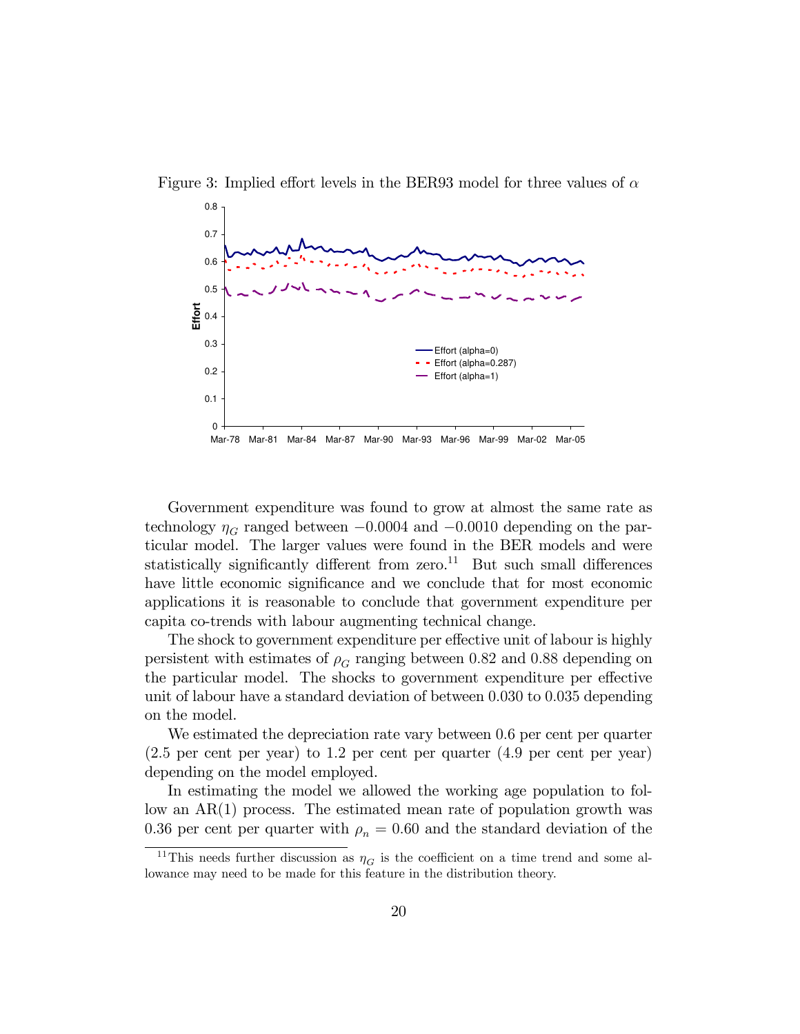Figure 3: Implied effort levels in the BER93 model for three values of $\alpha$

Government expenditure was found to grow at almost the same rate as technology $\eta_G$ ranged between $-0.0004$ and $-0.0010$ depending on the particular model. The larger values were found in the BER models and were statistically significantly different from zero.[11] But such small differences have little economic significance and we conclude that for most economic applications it is reasonable to conclude that government expenditure per capita co-trends with labour augmenting technical change.

The shock to government expenditure per effective unit of labour is highly persistent with estimates of $\rho_G$ ranging between 0.82 and 0.88 depending on the particular model. The shocks to government expenditure per effective unit of labour have a standard deviation of between 0.030 to 0.035 depending on the model.

We estimated the depreciation rate vary between 0.6 per cent per quarter (2.5 per cent per year) to 1.2 per cent per quarter (4.9 per cent per year) depending on the model employed.

In estimating the model we allowed the working age population to follow an AR(1) process. The estimated mean rate of population growth was 0.36 per cent per quarter with $\rho_n = 0.60$ and the standard deviation of the

[11] This needs further discussion as $\eta_G$ is the coefficient on a time trend and some allowance may need to be made for this feature in the distribution theory.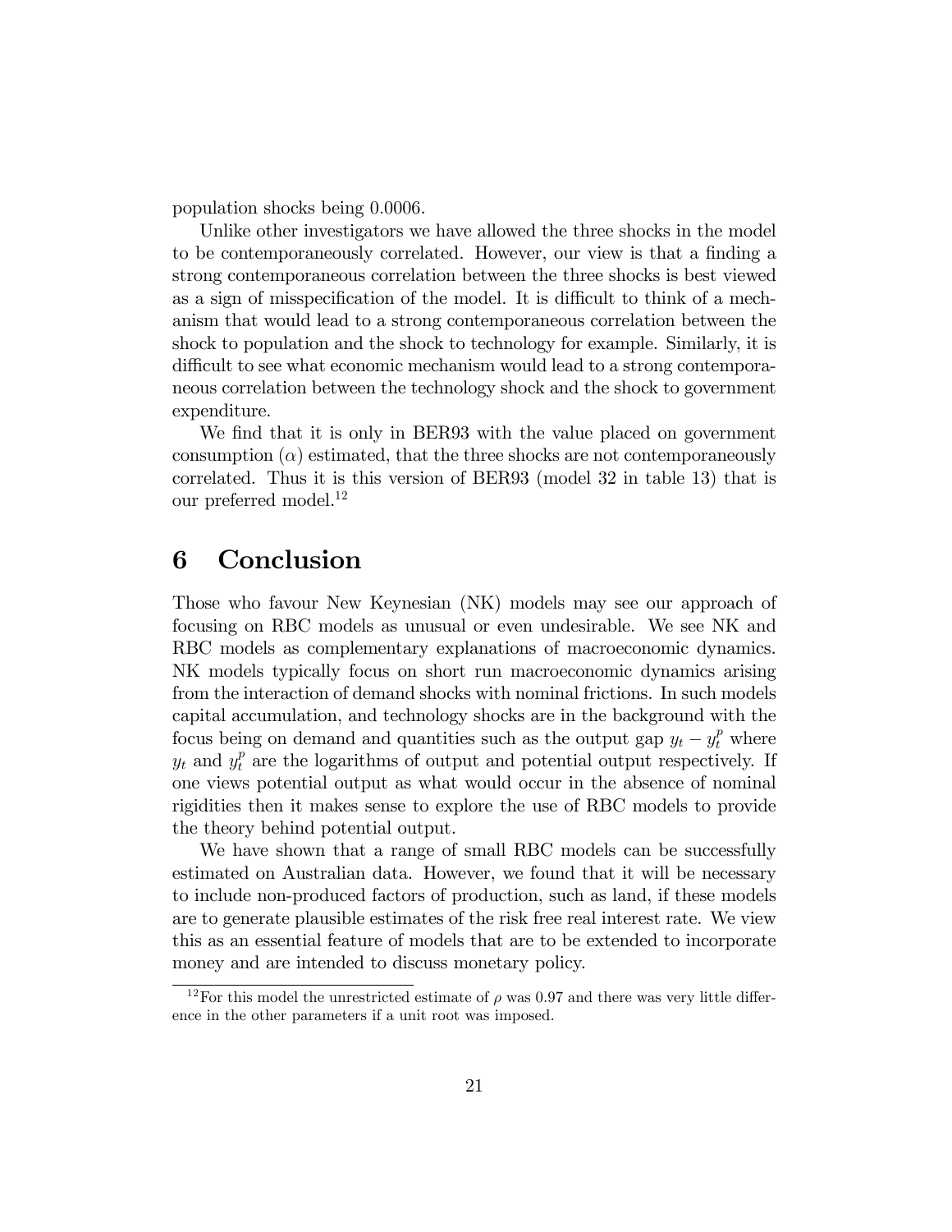population shocks being 0.0006.

Unlike other investigators we have allowed the three shocks in the model to be contemporaneously correlated. However, our view is that a finding a strong contemporaneous correlation between the three shocks is best viewed as a sign of misspecification of the model. It is difficult to think of a mechanism that would lead to a strong contemporaneous correlation between the shock to population and the shock to technology for example. Similarly, it is difficult to see what economic mechanism would lead to a strong contemporaneous correlation between the technology shock and the shock to government expenditure.

We find that it is only in BER93 with the value placed on government consumption ($\alpha$) estimated, that the three shocks are not contemporaneously correlated. Thus it is this version of BER93 (model 32 in table 13) that is our preferred model.[12]

# 6 Conclusion

Those who favour New Keynesian (NK) models may see our approach of focusing on RBC models as unusual or even undesirable. We see NK and RBC models as complementary explanations of macroeconomic dynamics. NK models typically focus on short run macroeconomic dynamics arising from the interaction of demand shocks with nominal frictions. In such models capital accumulation, and technology shocks are in the background with the focus being on demand and quantities such as the output gap $y_t - y_t^p$ where $y_t$ and $y_t^p$ are the logarithms of output and potential output respectively. If one views potential output as what would occur in the absence of nominal rigidities then it makes sense to explore the use of RBC models to provide the theory behind potential output.

We have shown that a range of small RBC models can be successfully estimated on Australian data. However, we found that it will be necessary to include non-produced factors of production, such as land, if these models are to generate plausible estimates of the risk free real interest rate. We view this as an essential feature of models that are to be extended to incorporate money and are intended to discuss monetary policy.

[12] For this model the unrestricted estimate of $\rho$ was 0.97 and there was very little difference in the other parameters if a unit root was imposed.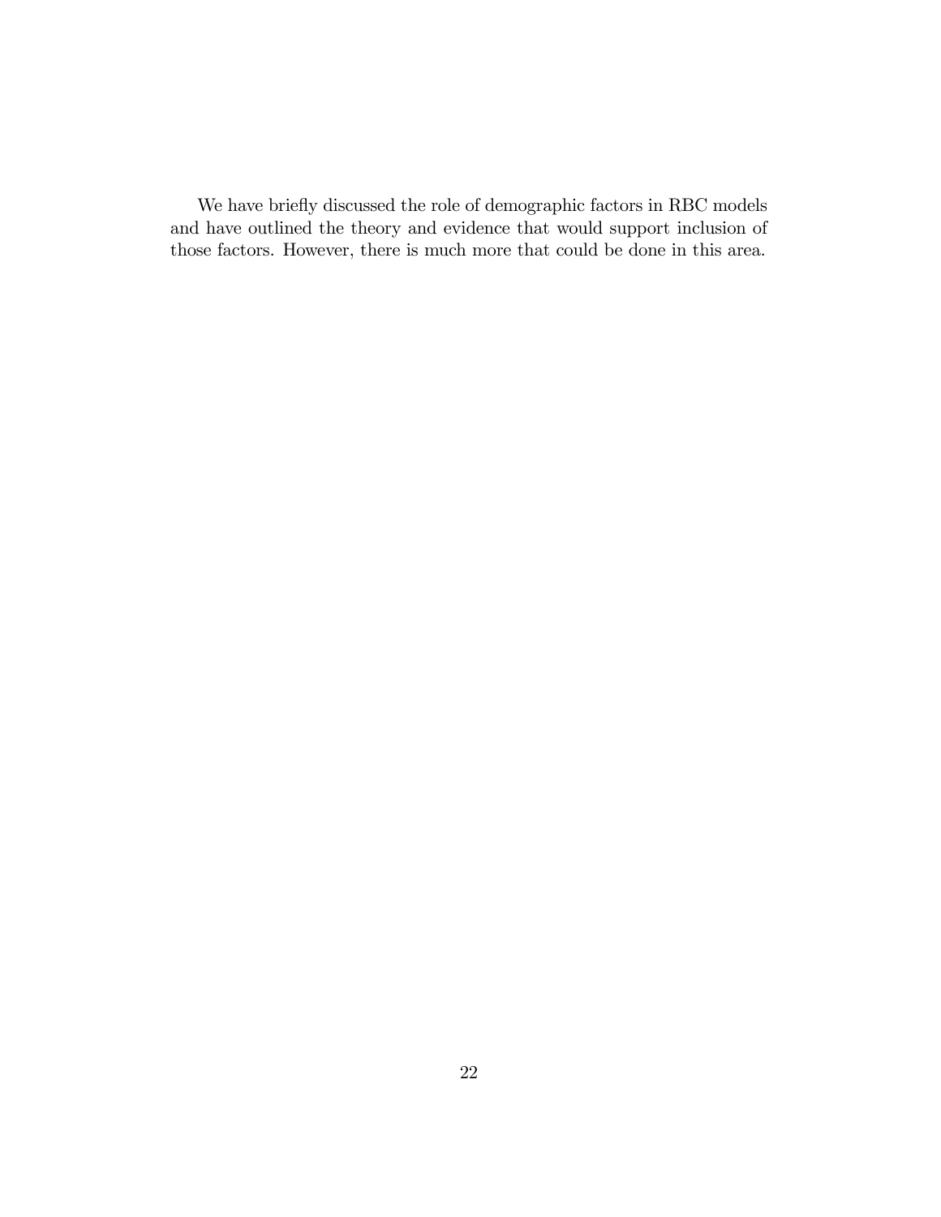We have briefly discussed the role of demographic factors in RBC models and have outlined the theory and evidence that would support inclusion of those factors. However, there is much more that could be done in this area.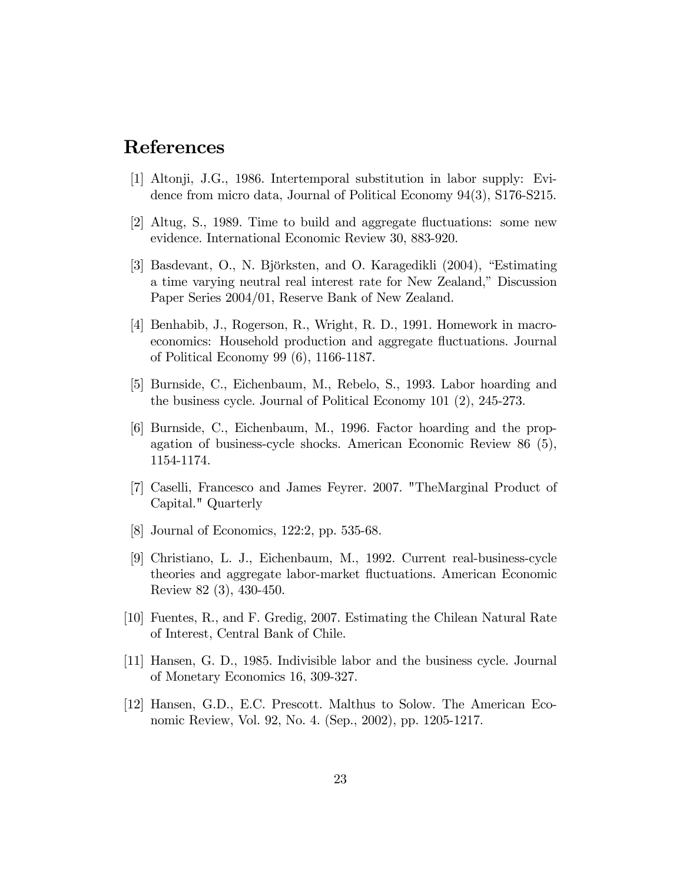# References

[1] Altonji, J.G., 1986. Intertemporal substitution in labor supply: Evidence from micro data, Journal of Political Economy 94(3), S176-S215.

[2] Altug, S., 1989. Time to build and aggregate fluctuations: some new evidence. International Economic Review 30, 883-920.

[3] Basdevant, O., N. Björksten, and O. Karagedikli (2004), "Estimating a time varying neutral real interest rate for New Zealand," Discussion Paper Series 2004/01, Reserve Bank of New Zealand.

[4] Benhabib, J., Rogerson, R., Wright, R. D., 1991. Homework in macroeconomics: Household production and aggregate fluctuations. Journal of Political Economy 99 (6), 1166-1187.

[5] Burnside, C., Eichenbaum, M., Rebelo, S., 1993. Labor hoarding and the business cycle. Journal of Political Economy 101 (2), 245-273.

[6] Burnside, C., Eichenbaum, M., 1996. Factor hoarding and the propagation of business-cycle shocks. American Economic Review 86 (5), 1154-1174.

[7] Caselli, Francesco and James Feyrer. 2007. "TheMarginal Product of Capital." Quarterly

[8] Journal of Economics, 122:2, pp. 535-68.

[9] Christiano, L. J., Eichenbaum, M., 1992. Current real-business-cycle theories and aggregate labor-market fluctuations. American Economic Review 82 (3), 430-450.

[10] Fuentes, R., and F. Gredig, 2007. Estimating the Chilean Natural Rate of Interest, Central Bank of Chile.

[11] Hansen, G. D., 1985. Indivisible labor and the business cycle. Journal of Monetary Economics 16, 309-327.

[12] Hansen, G.D., E.C. Prescott. Malthus to Solow. The American Economic Review, Vol. 92, No. 4. (Sep., 2002), pp. 1205-1217.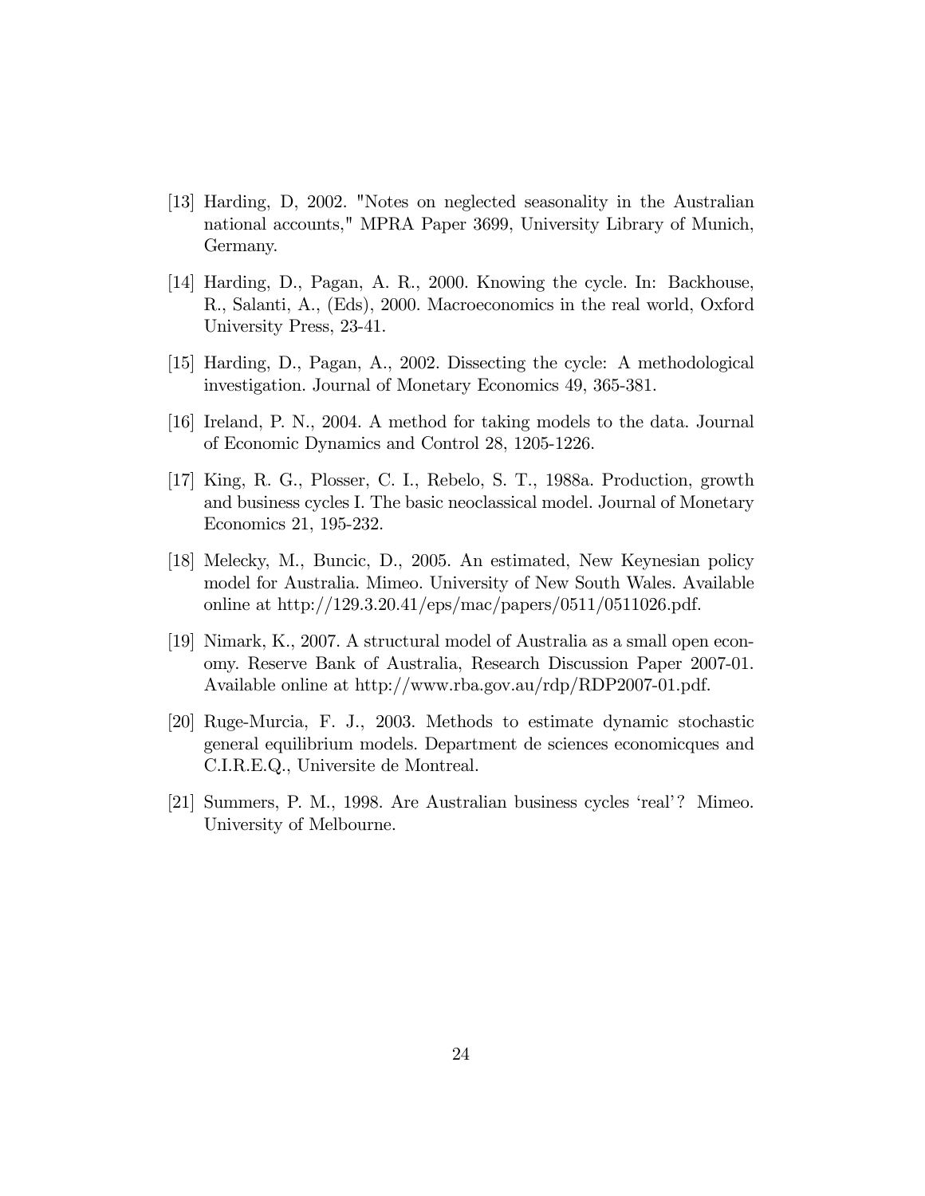[13] Harding, D, 2002. "Notes on neglected seasonality in the Australian national accounts," MPRA Paper 3699, University Library of Munich, Germany.

[14] Harding, D., Pagan, A. R., 2000. Knowing the cycle. In: Backhouse, R., Salanti, A., (Eds), 2000. Macroeconomics in the real world, Oxford University Press, 23-41.

[15] Harding, D., Pagan, A., 2002. Dissecting the cycle: A methodological investigation. Journal of Monetary Economics 49, 365-381.

[16] Ireland, P. N., 2004. A method for taking models to the data. Journal of Economic Dynamics and Control 28, 1205-1226.

[17] King, R. G., Plosser, C. I., Rebelo, S. T., 1988a. Production, growth and business cycles I. The basic neoclassical model. Journal of Monetary Economics 21, 195-232.

[18] Melecky, M., Buncic, D., 2005. An estimated, New Keynesian policy model for Australia. Mimeo. University of New South Wales. Available online at http://129.3.20.41/eps/mac/papers/0511/0511026.pdf.

[19] Nimark, K., 2007. A structural model of Australia as a small open economy. Reserve Bank of Australia, Research Discussion Paper 2007-01. Available online at http://www.rba.gov.au/rdp/RDP2007-01.pdf.

[20] Ruge-Murcia, F. J., 2003. Methods to estimate dynamic stochastic general equilibrium models. Department de sciences economicques and C.I.R.E.Q., Universite de Montreal.

[21] Summers, P. M., 1998. Are Australian business cycles 'real'? Mimeo. University of Melbourne.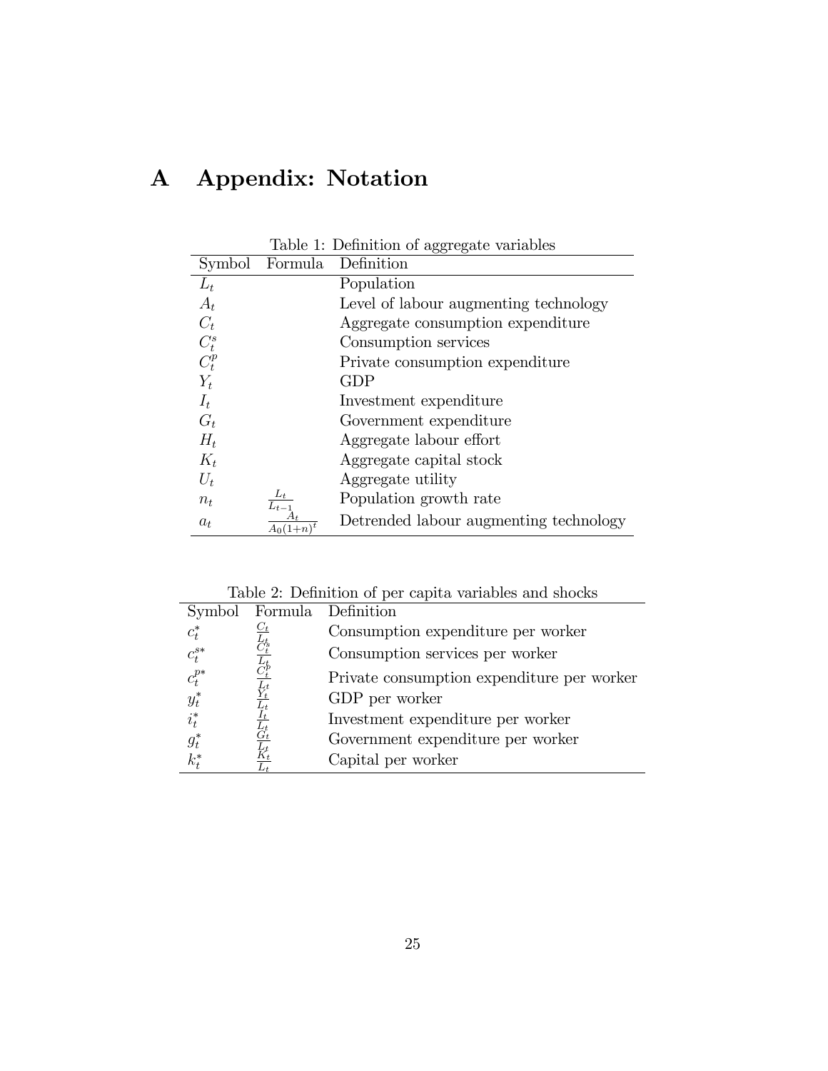# A Appendix: Notation

Table 1: Definition of aggregate variables

| Symbol | Formula | Definition |
|---|---|---|
| $L_t$ | | Population |
| $A_t$ | | Level of labour augmenting technology |
| $C_t$ | | Aggregate consumption expenditure |
| $C_t^s$ | | Consumption services |
| $C_t^p$ | | Private consumption expenditure |
| $Y_t$ | | GDP |
| $I_t$ | | Investment expenditure |
| $G_t$ | | Government expenditure |
| $H_t$ | | Aggregate labour effort |
| $K_t$ | | Aggregate capital stock |
| $U_t$ | | Aggregate utility |
| $n_t$ | $\frac{L_t}{L_{t-1}}$ | Population growth rate |
| $a_t$ | $\frac{A_t}{A_0(1+n)^t}$ | Detrended labour augmenting technology |

Table 2: Definition of per capita variables and shocks

| Symbol | Formula | Definition |
|---|---|---|
| $c_t^*$ | $\frac{C_t}{L_t}$ | Consumption expenditure per worker |
| $c_t^{s*}$ | $\frac{C_t^s}{L_t}$ | Consumption services per worker |
| $c_t^{p*}$ | $\frac{C_t^p}{L_t}$ | Private consumption expenditure per worker |
| $y_t^*$ | $\frac{Y_t}{L_t}$ | GDP per worker |
| $i_t^*$ | $\frac{I_t}{L_t}$ | Investment expenditure per worker |
| $g_t^*$ | $\frac{G_t}{L_t}$ | Government expenditure per worker |
| $k_t^*$ | $\frac{K_t}{L_t}$ | Capital per worker |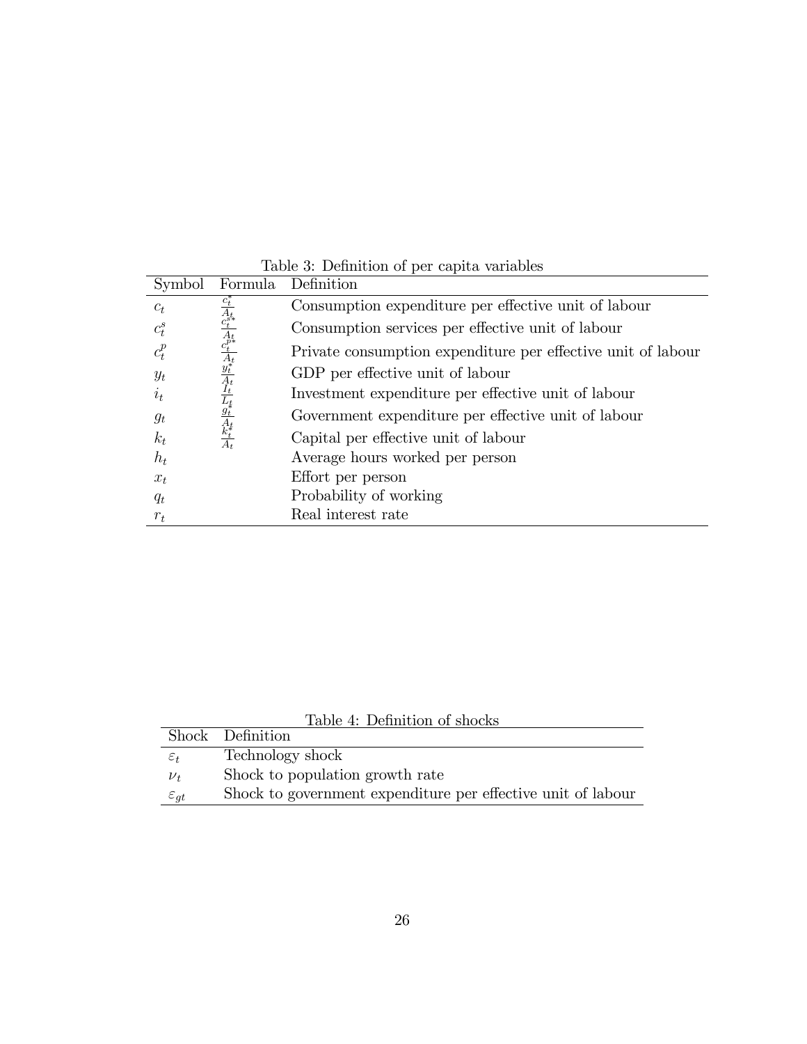Table 3: Definition of per capita variables

| Symbol | Formula | Definition |
|---|---|---|
| $c_t$ | $\frac{c_t^*}{A_t}$ | Consumption expenditure per effective unit of labour |
| $c_t^s$ | $\frac{c_t^{s*}}{A_t}$ | Consumption services per effective unit of labour |
| $c_t^p$ | $\frac{c_t^{p*}}{A_t}$ | Private consumption expenditure per effective unit of labour |
| $y_t$ | $\frac{y_t^*}{A_t}$ | GDP per effective unit of labour |
| $i_t$ | $\frac{I_t}{L_t}$ | Investment expenditure per effective unit of labour |
| $g_t$ | $\frac{g_t^*}{A_t}$ | Government expenditure per effective unit of labour |
| $k_t$ | $\frac{k_t^*}{A_t}$ | Capital per effective unit of labour |
| $h_t$ | | Average hours worked per person |
| $x_t$ | | Effort per person |
| $q_t$ | | Probability of working |
| $r_t$ | | Real interest rate |

Table 4: Definition of shocks

| Shock | Definition |
|---|---|
| $\varepsilon_t$ | Technology shock |
| $\nu_t$ | Shock to population growth rate |
| $\varepsilon_{gt}$ | Shock to government expenditure per effective unit of labour |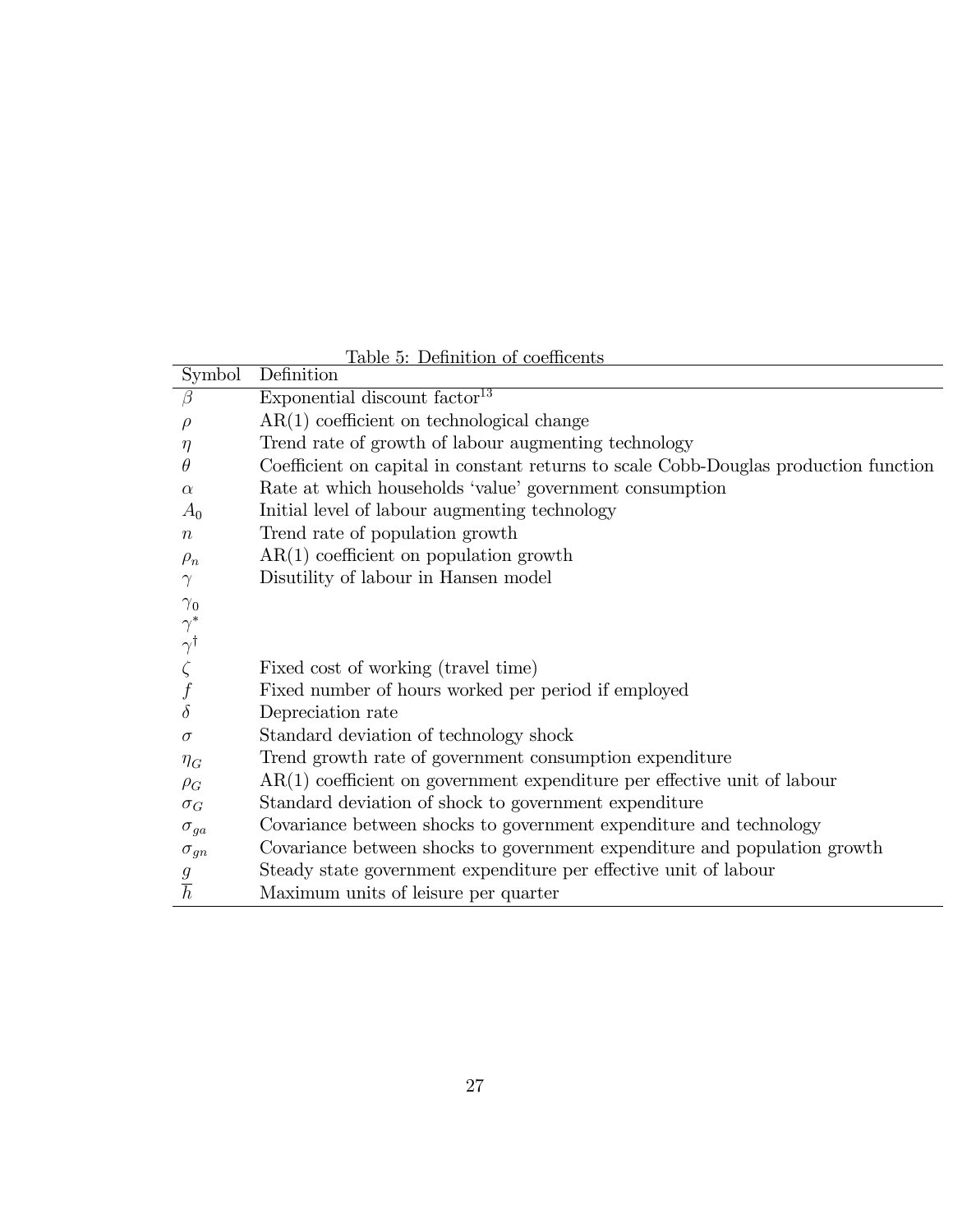Table 5: Definition of coefficents

| Symbol | Definition |
|---|---|
| $\beta$ | Exponential discount factor[13] |
| $\rho$ | AR(1) coefficient on technological change |
| $\eta$ | Trend rate of growth of labour augmenting technology |
| $\theta$ | Coefficient on capital in constant returns to scale Cobb-Douglas production function |
| $\alpha$ | Rate at which households 'value' government consumption |
| $A_0$ | Initial level of labour augmenting technology |
| $n$ | Trend rate of population growth |
| $\rho_n$ | AR(1) coefficient on population growth |
| $\gamma$ | Disutility of labour in Hansen model |
| $\gamma_0$ | |
| $\gamma^*$ | |
| $\gamma^\dagger$ | |
| $\zeta$ | Fixed cost of working (travel time) |
| $f$ | Fixed number of hours worked per period if employed |
| $\delta$ | Depreciation rate |
| $\sigma$ | Standard deviation of technology shock |
| $\eta_G$ | Trend growth rate of government consumption expenditure |
| $\rho_G$ | AR(1) coefficient on government expenditure per effective unit of labour |
| $\sigma_G$ | Standard deviation of shock to government expenditure |
| $\sigma_{ga}$ | Covariance between shocks to government expenditure and technology |
| $\sigma_{gn}$ | Covariance between shocks to government expenditure and population growth |
| $\underline{g}$ | Steady state government expenditure per effective unit of labour |
| $\overline{h}$ | Maximum units of leisure per quarter |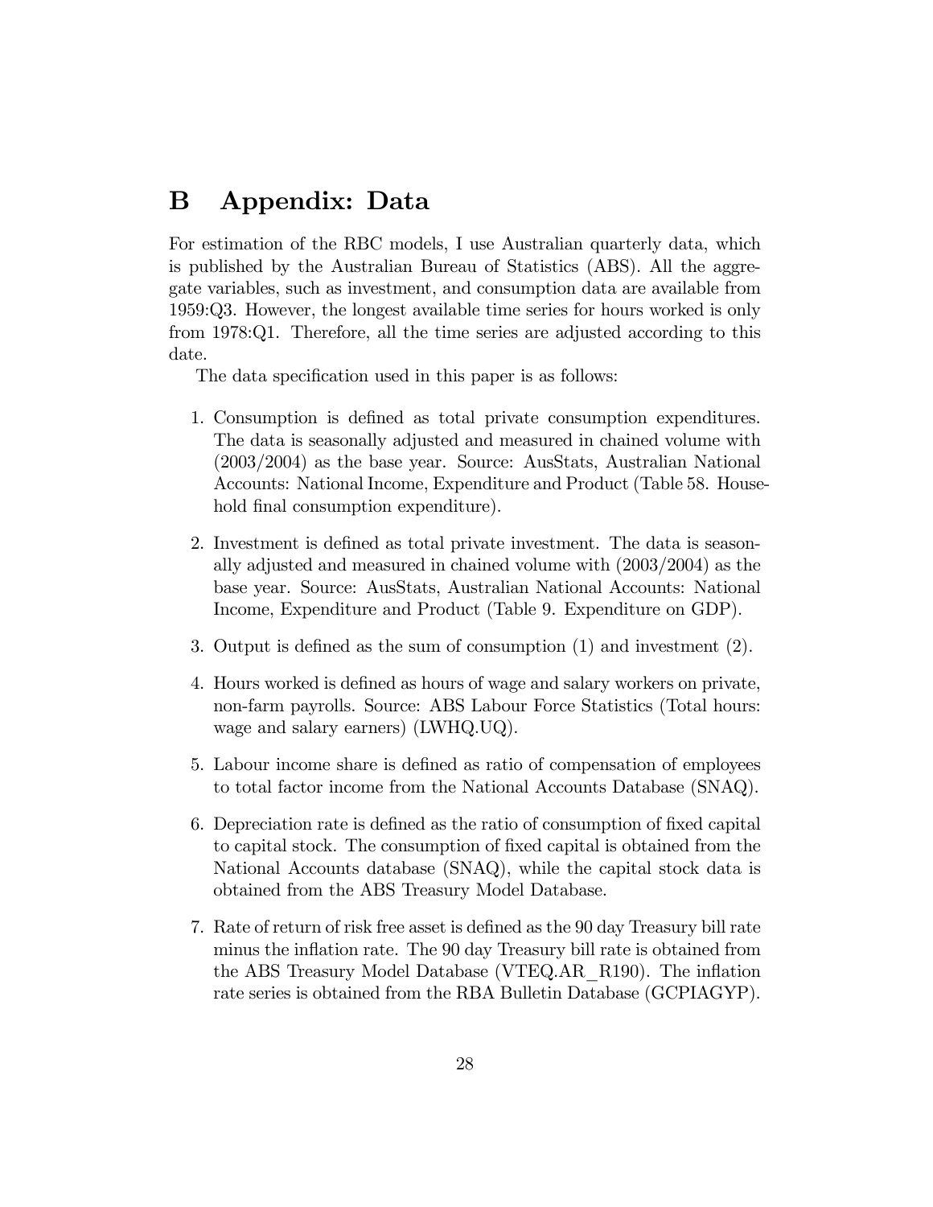# B Appendix: Data

For estimation of the RBC models, I use Australian quarterly data, which is published by the Australian Bureau of Statistics (ABS). All the aggregate variables, such as investment, and consumption data are available from 1959:Q3. However, the longest available time series for hours worked is only from 1978:Q1. Therefore, all the time series are adjusted according to this date.

The data specification used in this paper is as follows:

1. Consumption is defined as total private consumption expenditures. The data is seasonally adjusted and measured in chained volume with (2003/2004) as the base year. Source: AusStats, Australian National Accounts: National Income, Expenditure and Product (Table 58. Household final consumption expenditure).

2. Investment is defined as total private investment. The data is seasonally adjusted and measured in chained volume with (2003/2004) as the base year. Source: AusStats, Australian National Accounts: National Income, Expenditure and Product (Table 9. Expenditure on GDP).

3. Output is defined as the sum of consumption (1) and investment (2).

4. Hours worked is defined as hours of wage and salary workers on private, non-farm payrolls. Source: ABS Labour Force Statistics (Total hours: wage and salary earners) (LWHQ.UQ).

5. Labour income share is defined as ratio of compensation of employees to total factor income from the National Accounts Database (SNAQ).

6. Depreciation rate is defined as the ratio of consumption of fixed capital to capital stock. The consumption of fixed capital is obtained from the National Accounts database (SNAQ), while the capital stock data is obtained from the ABS Treasury Model Database.

7. Rate of return of risk free asset is defined as the 90 day Treasury bill rate minus the inflation rate. The 90 day Treasury bill rate is obtained from the ABS Treasury Model Database (VTEQ.AR_R190). The inflation rate series is obtained from the RBA Bulletin Database (GCPIAGYP).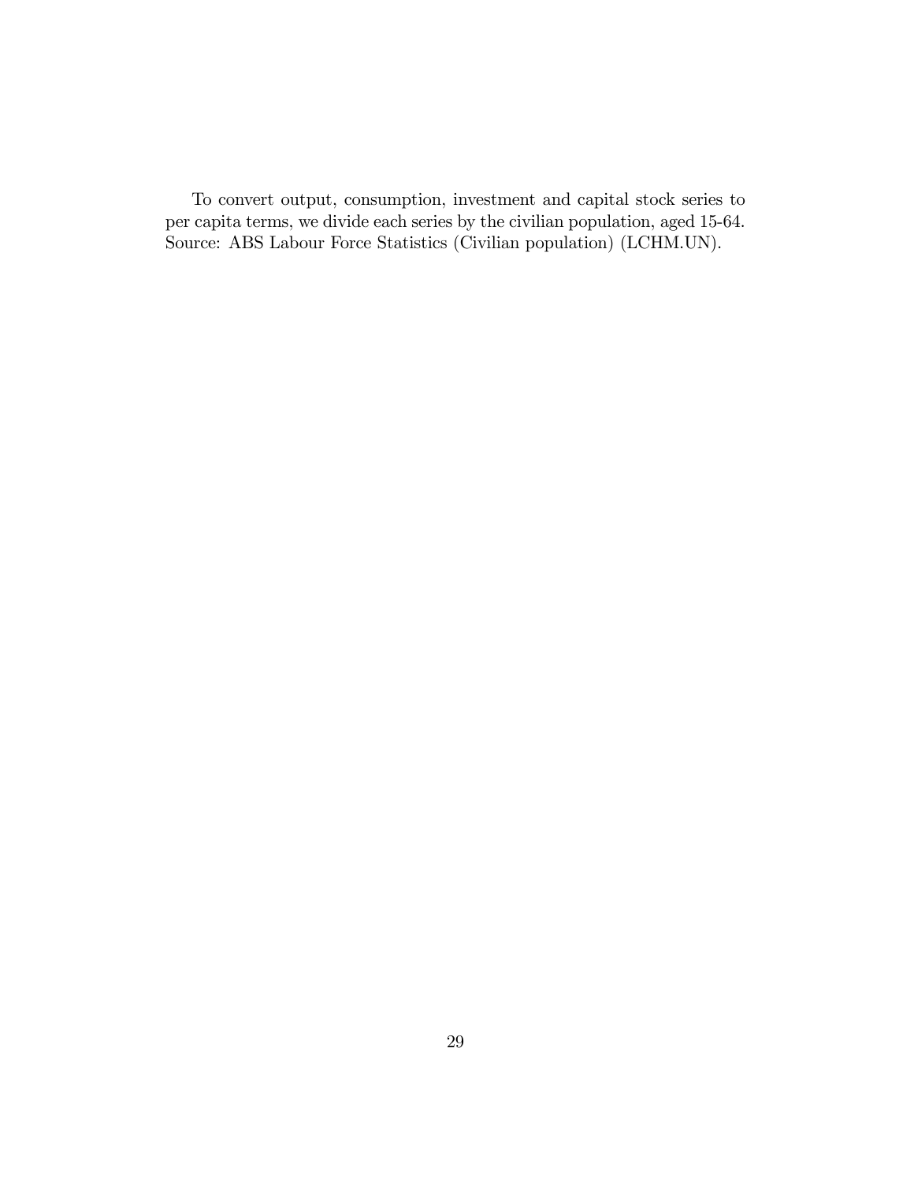To convert output, consumption, investment and capital stock series to per capita terms, we divide each series by the civilian population, aged 15-64. Source: ABS Labour Force Statistics (Civilian population) (LCHM.UN).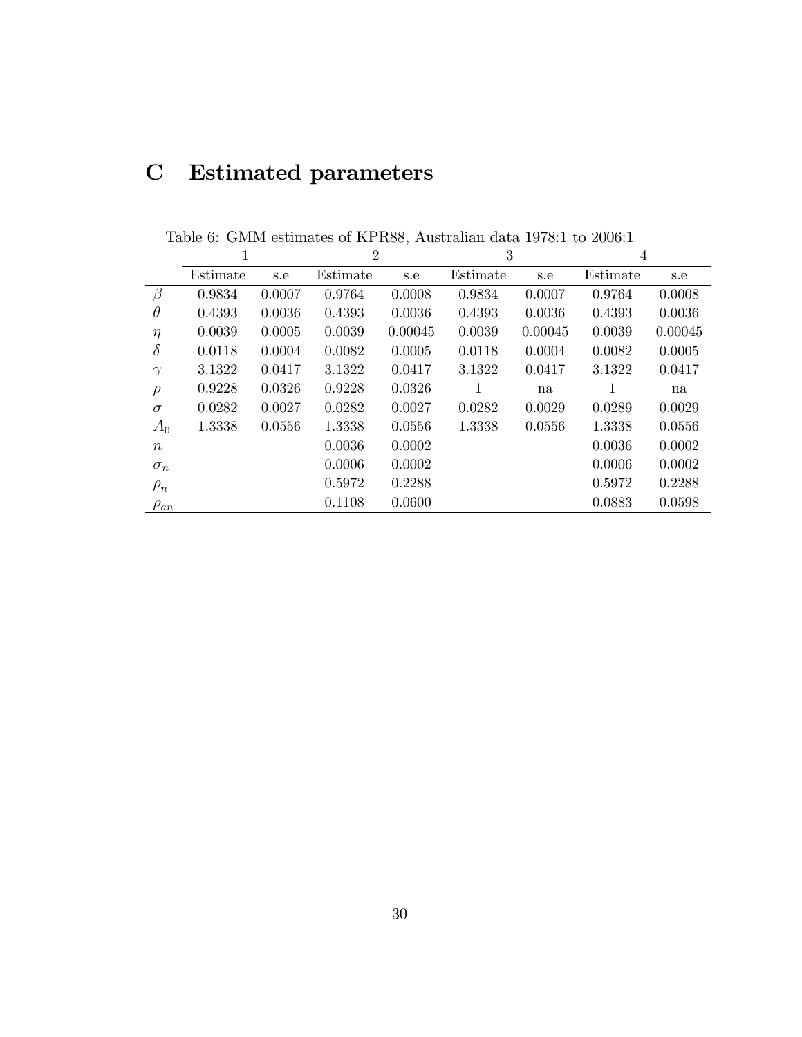# C Estimated parameters

Table 6: GMM estimates of KPR88, Australian data 1978:1 to 2006:1

| | 1 | | 2 | | 3 | | 4 | |
|---|---|---|---|---|---|---|---|---|
| | Estimate | s.e | Estimate | s.e | Estimate | s.e | Estimate | s.e |
| $\beta$ | 0.9834 | 0.0007 | 0.9764 | 0.0008 | 0.9834 | 0.0007 | 0.9764 | 0.0008 |
| $\theta$ | 0.4393 | 0.0036 | 0.4393 | 0.0036 | 0.4393 | 0.0036 | 0.4393 | 0.0036 |
| $\eta$ | 0.0039 | 0.0005 | 0.0039 | 0.00045 | 0.0039 | 0.00045 | 0.0039 | 0.00045 |
| $\delta$ | 0.0118 | 0.0004 | 0.0082 | 0.0005 | 0.0118 | 0.0004 | 0.0082 | 0.0005 |
| $\gamma$ | 3.1322 | 0.0417 | 3.1322 | 0.0417 | 3.1322 | 0.0417 | 3.1322 | 0.0417 |
| $\rho$ | 0.9228 | 0.0326 | 0.9228 | 0.0326 | 1 | na | 1 | na |
| $\sigma$ | 0.0282 | 0.0027 | 0.0282 | 0.0027 | 0.0282 | 0.0029 | 0.0289 | 0.0029 |
| $A_0$ | 1.3338 | 0.0556 | 1.3338 | 0.0556 | 1.3338 | 0.0556 | 1.3338 | 0.0556 |
| $n$ | | | 0.0036 | 0.0002 | | | 0.0036 | 0.0002 |
| $\sigma_n$ | | | 0.0006 | 0.0002 | | | 0.0006 | 0.0002 |
| $\rho_n$ | | | 0.5972 | 0.2288 | | | 0.5972 | 0.2288 |
| $\rho_{an}$ | | | 0.1108 | 0.0600 | | | 0.0883 | 0.0598 |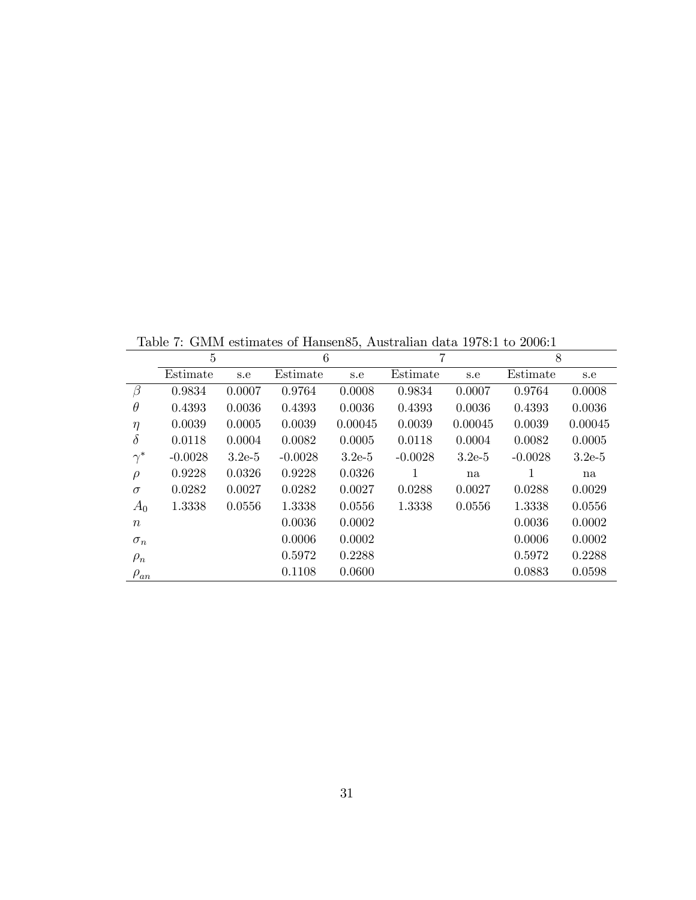Table 7: GMM estimates of Hansen85, Australian data 1978:1 to 2006:1

| | 5 | | 6 | | 7 | | 8 | |
|---|---|---|---|---|---|---|---|---|
| | Estimate | s.e | Estimate | s.e | Estimate | s.e | Estimate | s.e |
| $\beta$ | 0.9834 | 0.0007 | 0.9764 | 0.0008 | 0.9834 | 0.0007 | 0.9764 | 0.0008 |
| $\theta$ | 0.4393 | 0.0036 | 0.4393 | 0.0036 | 0.4393 | 0.0036 | 0.4393 | 0.0036 |
| $\eta$ | 0.0039 | 0.0005 | 0.0039 | 0.00045 | 0.0039 | 0.00045 | 0.0039 | 0.00045 |
| $\delta$ | 0.0118 | 0.0004 | 0.0082 | 0.0005 | 0.0118 | 0.0004 | 0.0082 | 0.0005 |
| $\gamma^*$ | -0.0028 | 3.2e-5 | -0.0028 | 3.2e-5 | -0.0028 | 3.2e-5 | -0.0028 | 3.2e-5 |
| $\rho$ | 0.9228 | 0.0326 | 0.9228 | 0.0326 | 1 | na | 1 | na |
| $\sigma$ | 0.0282 | 0.0027 | 0.0282 | 0.0027 | 0.0288 | 0.0027 | 0.0288 | 0.0029 |
| $A_0$ | 1.3338 | 0.0556 | 1.3338 | 0.0556 | 1.3338 | 0.0556 | 1.3338 | 0.0556 |
| $n$ | | | 0.0036 | 0.0002 | | | 0.0036 | 0.0002 |
| $\sigma_n$ | | | 0.0006 | 0.0002 | | | 0.0006 | 0.0002 |
| $\rho_n$ | | | 0.5972 | 0.2288 | | | 0.5972 | 0.2288 |
| $\rho_{an}$ | | | 0.1108 | 0.0600 | | | 0.0883 | 0.0598 |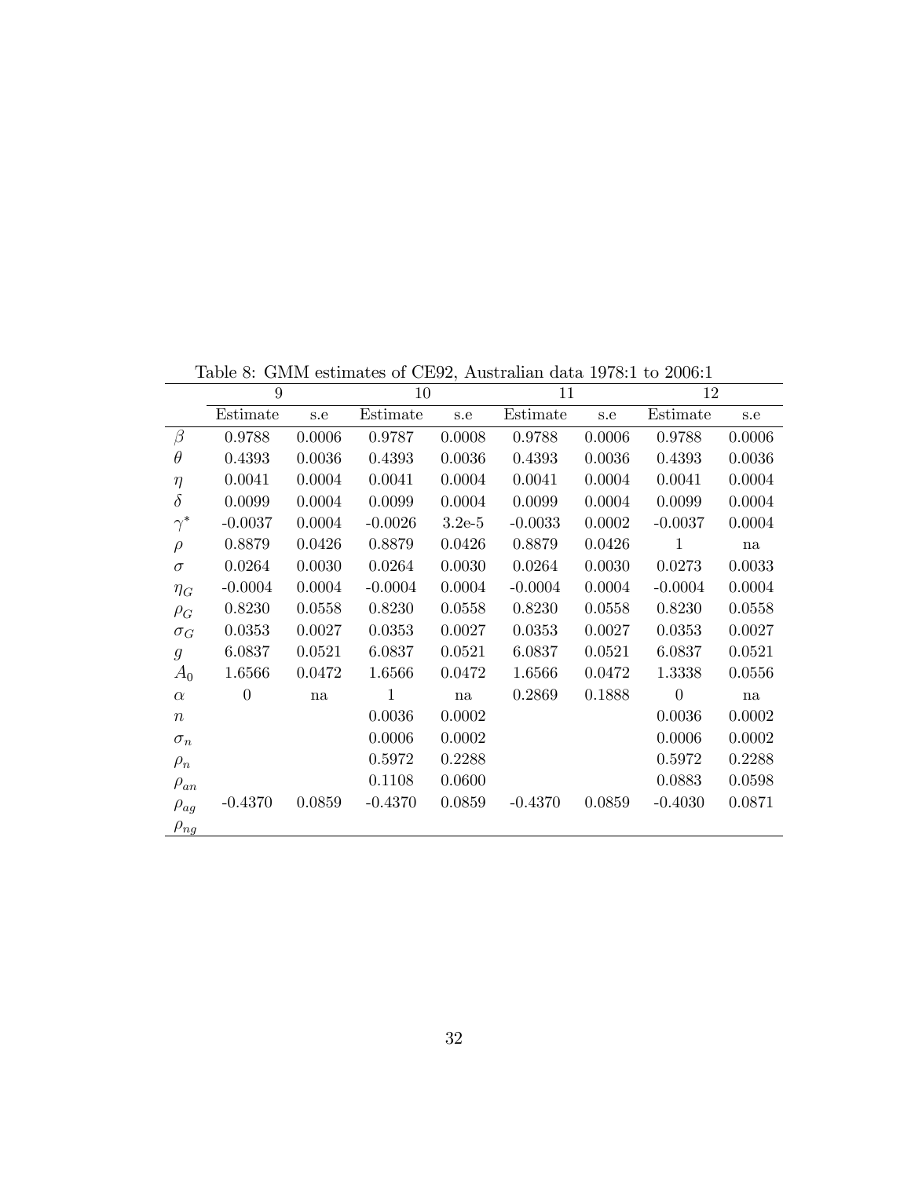Table 8: GMM estimates of CE92, Australian data 1978:1 to 2006:1

| | 9 | | 10 | | 11 | | 12 | |
|---|---|---|---|---|---|---|---|---|
| | Estimate | s.e | Estimate | s.e | Estimate | s.e | Estimate | s.e |
| $\beta$ | 0.9788 | 0.0006 | 0.9787 | 0.0008 | 0.9788 | 0.0006 | 0.9788 | 0.0006 |
| $\theta$ | 0.4393 | 0.0036 | 0.4393 | 0.0036 | 0.4393 | 0.0036 | 0.4393 | 0.0036 |
| $\eta$ | 0.0041 | 0.0004 | 0.0041 | 0.0004 | 0.0041 | 0.0004 | 0.0041 | 0.0004 |
| $\delta$ | 0.0099 | 0.0004 | 0.0099 | 0.0004 | 0.0099 | 0.0004 | 0.0099 | 0.0004 |
| $\gamma^*$ | -0.0037 | 0.0004 | -0.0026 | 3.2e-5 | -0.0033 | 0.0002 | -0.0037 | 0.0004 |
| $\rho$ | 0.8879 | 0.0426 | 0.8879 | 0.0426 | 0.8879 | 0.0426 | 1 | na |
| $\sigma$ | 0.0264 | 0.0030 | 0.0264 | 0.0030 | 0.0264 | 0.0030 | 0.0273 | 0.0033 |
| $\eta_G$ | -0.0004 | 0.0004 | -0.0004 | 0.0004 | -0.0004 | 0.0004 | -0.0004 | 0.0004 |
| $\rho_G$ | 0.8230 | 0.0558 | 0.8230 | 0.0558 | 0.8230 | 0.0558 | 0.8230 | 0.0558 |
| $\sigma_G$ | 0.0353 | 0.0027 | 0.0353 | 0.0027 | 0.0353 | 0.0027 | 0.0353 | 0.0027 |
| $g$ | 6.0837 | 0.0521 | 6.0837 | 0.0521 | 6.0837 | 0.0521 | 6.0837 | 0.0521 |
| $A_0$ | 1.6566 | 0.0472 | 1.6566 | 0.0472 | 1.6566 | 0.0472 | 1.3338 | 0.0556 |
| $\alpha$ | 0 | na | 1 | na | 0.2869 | 0.1888 | 0 | na |
| $n$ | | | 0.0036 | 0.0002 | | | 0.0036 | 0.0002 |
| $\sigma_n$ | | | 0.0006 | 0.0002 | | | 0.0006 | 0.0002 |
| $\rho_n$ | | | 0.5972 | 0.2288 | | | 0.5972 | 0.2288 |
| $\rho_{an}$ | | | 0.1108 | 0.0600 | | | 0.0883 | 0.0598 |
| $\rho_{ag}$ | -0.4370 | 0.0859 | -0.4370 | 0.0859 | -0.4370 | 0.0859 | -0.4030 | 0.0871 |
| $\rho_{ng}$ | | | | | | | | |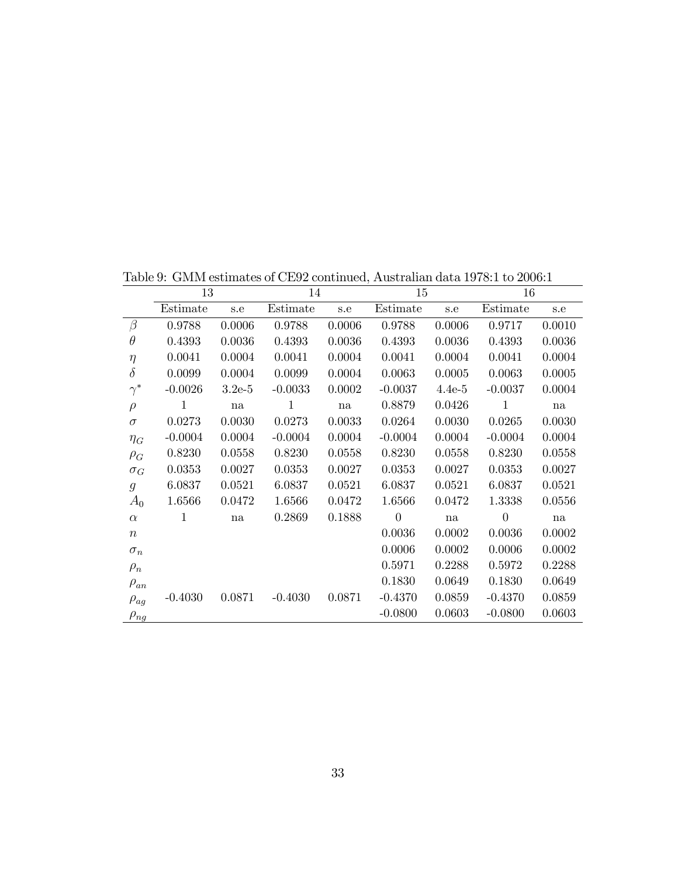Table 9: GMM estimates of CE92 continued, Australian data 1978:1 to 2006:1

| | 13 | | 14 | | 15 | | 16 | |
|---|---|---|---|---|---|---|---|---|
| | Estimate | s.e | Estimate | s.e | Estimate | s.e | Estimate | s.e |
| $\beta$ | 0.9788 | 0.0006 | 0.9788 | 0.0006 | 0.9788 | 0.0006 | 0.9717 | 0.0010 |
| $\theta$ | 0.4393 | 0.0036 | 0.4393 | 0.0036 | 0.4393 | 0.0036 | 0.4393 | 0.0036 |
| $\eta$ | 0.0041 | 0.0004 | 0.0041 | 0.0004 | 0.0041 | 0.0004 | 0.0041 | 0.0004 |
| $\delta$ | 0.0099 | 0.0004 | 0.0099 | 0.0004 | 0.0063 | 0.0005 | 0.0063 | 0.0005 |
| $\gamma^*$ | -0.0026 | 3.2e-5 | -0.0033 | 0.0002 | -0.0037 | 4.4e-5 | -0.0037 | 0.0004 |
| $\rho$ | 1 | na | 1 | na | 0.8879 | 0.0426 | 1 | na |
| $\sigma$ | 0.0273 | 0.0030 | 0.0273 | 0.0033 | 0.0264 | 0.0030 | 0.0265 | 0.0030 |
| $\eta_G$ | -0.0004 | 0.0004 | -0.0004 | 0.0004 | -0.0004 | 0.0004 | -0.0004 | 0.0004 |
| $\rho_G$ | 0.8230 | 0.0558 | 0.8230 | 0.0558 | 0.8230 | 0.0558 | 0.8230 | 0.0558 |
| $\sigma_G$ | 0.0353 | 0.0027 | 0.0353 | 0.0027 | 0.0353 | 0.0027 | 0.0353 | 0.0027 |
| $g$ | 6.0837 | 0.0521 | 6.0837 | 0.0521 | 6.0837 | 0.0521 | 6.0837 | 0.0521 |
| $A_0$ | 1.6566 | 0.0472 | 1.6566 | 0.0472 | 1.6566 | 0.0472 | 1.3338 | 0.0556 |
| $\alpha$ | 1 | na | 0.2869 | 0.1888 | 0 | na | 0 | na |
| $n$ | | | | | 0.0036 | 0.0002 | 0.0036 | 0.0002 |
| $\sigma_n$ | | | | | 0.0006 | 0.0002 | 0.0006 | 0.0002 |
| $\rho_n$ | | | | | 0.5971 | 0.2288 | 0.5972 | 0.2288 |
| $\rho_{an}$ | | | | | 0.1830 | 0.0649 | 0.1830 | 0.0649 |
| $\rho_{ag}$ | -0.4030 | 0.0871 | -0.4030 | 0.0871 | -0.4370 | 0.0859 | -0.4370 | 0.0859 |
| $\rho_{ng}$ | | | | | -0.0800 | 0.0603 | -0.0800 | 0.0603 |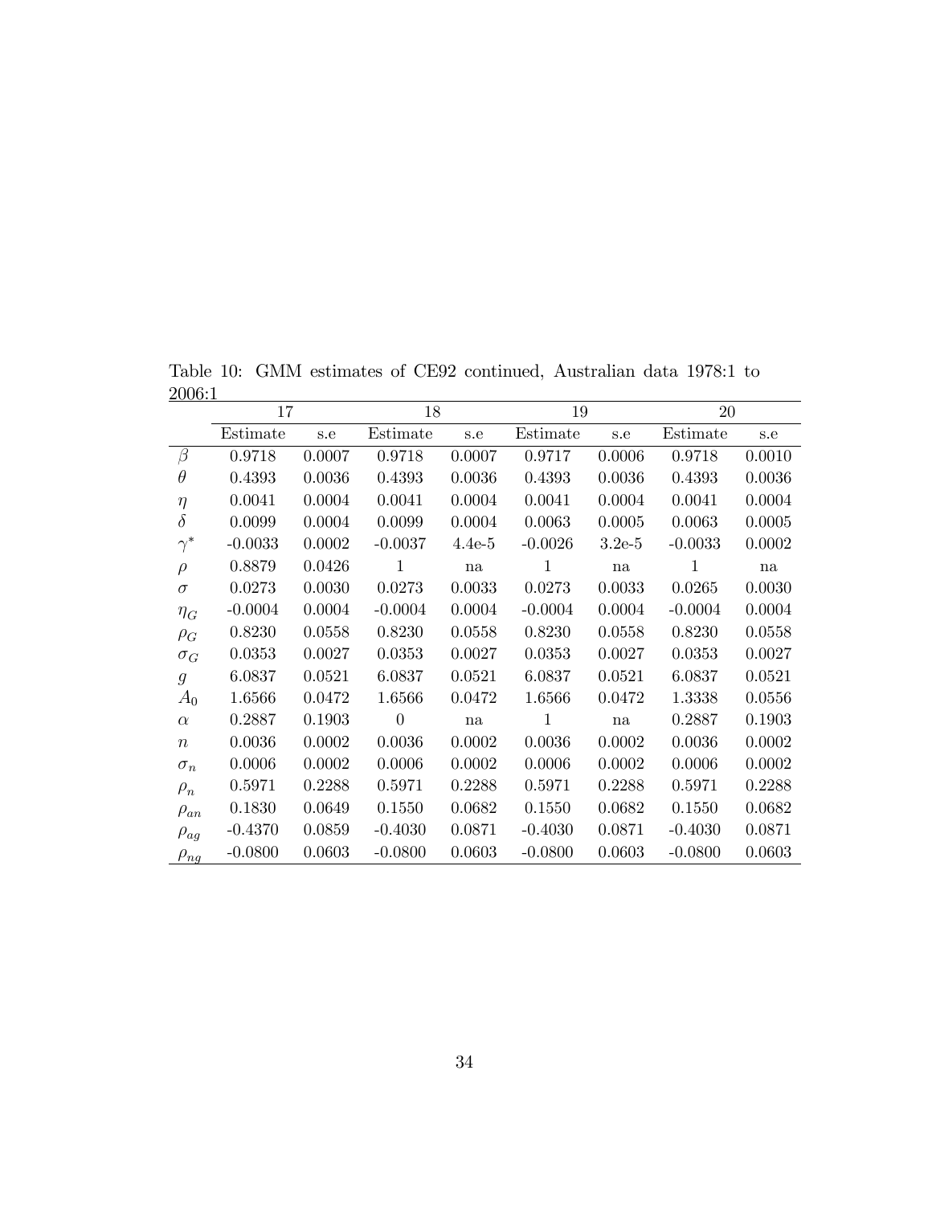Table 10: GMM estimates of CE92 continued, Australian data 1978:1 to 2006:1

| | 17 | | 18 | | 19 | | 20 | |
|---|---|---|---|---|---|---|---|---|
| | Estimate | s.e | Estimate | s.e | Estimate | s.e | Estimate | s.e |
| $\beta$ | 0.9718 | 0.0007 | 0.9718 | 0.0007 | 0.9717 | 0.0006 | 0.9718 | 0.0010 |
| $\theta$ | 0.4393 | 0.0036 | 0.4393 | 0.0036 | 0.4393 | 0.0036 | 0.4393 | 0.0036 |
| $\eta$ | 0.0041 | 0.0004 | 0.0041 | 0.0004 | 0.0041 | 0.0004 | 0.0041 | 0.0004 |
| $\delta$ | 0.0099 | 0.0004 | 0.0099 | 0.0004 | 0.0063 | 0.0005 | 0.0063 | 0.0005 |
| $\gamma^*$ | -0.0033 | 0.0002 | -0.0037 | 4.4e-5 | -0.0026 | 3.2e-5 | -0.0033 | 0.0002 |
| $\rho$ | 0.8879 | 0.0426 | 1 | na | 1 | na | 1 | na |
| $\sigma$ | 0.0273 | 0.0030 | 0.0273 | 0.0033 | 0.0273 | 0.0033 | 0.0265 | 0.0030 |
| $\eta_G$ | -0.0004 | 0.0004 | -0.0004 | 0.0004 | -0.0004 | 0.0004 | -0.0004 | 0.0004 |
| $\rho_G$ | 0.8230 | 0.0558 | 0.8230 | 0.0558 | 0.8230 | 0.0558 | 0.8230 | 0.0558 |
| $\sigma_G$ | 0.0353 | 0.0027 | 0.0353 | 0.0027 | 0.0353 | 0.0027 | 0.0353 | 0.0027 |
| $g$ | 6.0837 | 0.0521 | 6.0837 | 0.0521 | 6.0837 | 0.0521 | 6.0837 | 0.0521 |
| $A_0$ | 1.6566 | 0.0472 | 1.6566 | 0.0472 | 1.6566 | 0.0472 | 1.3338 | 0.0556 |
| $\alpha$ | 0.2887 | 0.1903 | 0 | na | 1 | na | 0.2887 | 0.1903 |
| $n$ | 0.0036 | 0.0002 | 0.0036 | 0.0002 | 0.0036 | 0.0002 | 0.0036 | 0.0002 |
| $\sigma_n$ | 0.0006 | 0.0002 | 0.0006 | 0.0002 | 0.0006 | 0.0002 | 0.0006 | 0.0002 |
| $\rho_n$ | 0.5971 | 0.2288 | 0.5971 | 0.2288 | 0.5971 | 0.2288 | 0.5971 | 0.2288 |
| $\rho_{an}$ | 0.1830 | 0.0649 | 0.1550 | 0.0682 | 0.1550 | 0.0682 | 0.1550 | 0.0682 |
| $\rho_{ag}$ | -0.4370 | 0.0859 | -0.4030 | 0.0871 | -0.4030 | 0.0871 | -0.4030 | 0.0871 |
| $\rho_{ng}$ | -0.0800 | 0.0603 | -0.0800 | 0.0603 | -0.0800 | 0.0603 | -0.0800 | 0.0603 |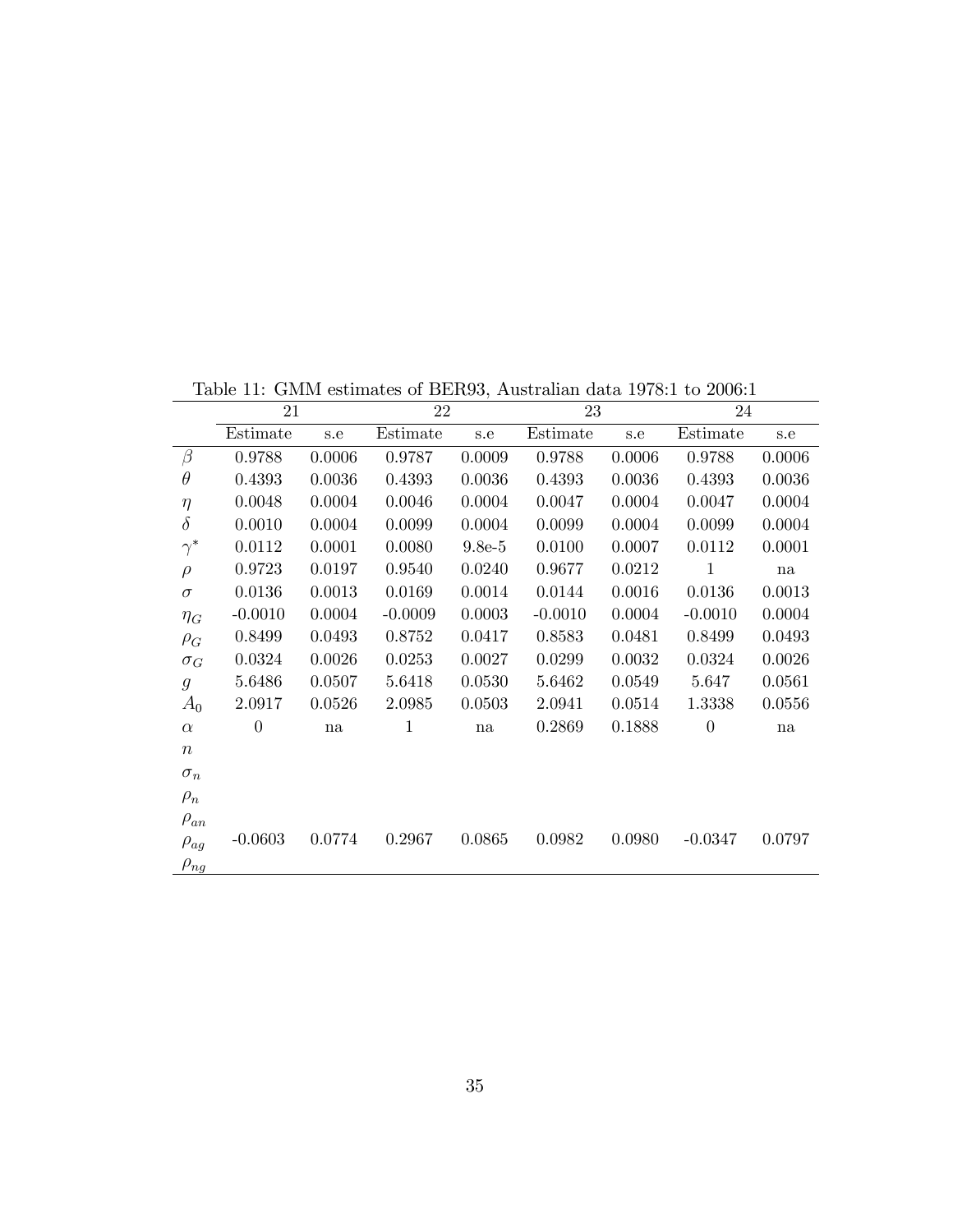Table 11: GMM estimates of BER93, Australian data 1978:1 to 2006:1

| | 21 | | 22 | | 23 | | 24 | |
|---|---|---|---|---|---|---|---|---|
| | Estimate | s.e | Estimate | s.e | Estimate | s.e | Estimate | s.e |
| $\beta$ | 0.9788 | 0.0006 | 0.9787 | 0.0009 | 0.9788 | 0.0006 | 0.9788 | 0.0006 |
| $\theta$ | 0.4393 | 0.0036 | 0.4393 | 0.0036 | 0.4393 | 0.0036 | 0.4393 | 0.0036 |
| $\eta$ | 0.0048 | 0.0004 | 0.0046 | 0.0004 | 0.0047 | 0.0004 | 0.0047 | 0.0004 |
| $\delta$ | 0.0010 | 0.0004 | 0.0099 | 0.0004 | 0.0099 | 0.0004 | 0.0099 | 0.0004 |
| $\gamma^*$ | 0.0112 | 0.0001 | 0.0080 | 9.8e-5 | 0.0100 | 0.0007 | 0.0112 | 0.0001 |
| $\rho$ | 0.9723 | 0.0197 | 0.9540 | 0.0240 | 0.9677 | 0.0212 | 1 | na |
| $\sigma$ | 0.0136 | 0.0013 | 0.0169 | 0.0014 | 0.0144 | 0.0016 | 0.0136 | 0.0013 |
| $\eta_G$ | -0.0010 | 0.0004 | -0.0009 | 0.0003 | -0.0010 | 0.0004 | -0.0010 | 0.0004 |
| $\rho_G$ | 0.8499 | 0.0493 | 0.8752 | 0.0417 | 0.8583 | 0.0481 | 0.8499 | 0.0493 |
| $\sigma_G$ | 0.0324 | 0.0026 | 0.0253 | 0.0027 | 0.0299 | 0.0032 | 0.0324 | 0.0026 |
| $g$ | 5.6486 | 0.0507 | 5.6418 | 0.0530 | 5.6462 | 0.0549 | 5.647 | 0.0561 |
| $A_0$ | 2.0917 | 0.0526 | 2.0985 | 0.0503 | 2.0941 | 0.0514 | 1.3338 | 0.0556 |
| $\alpha$ | 0 | na | 1 | na | 0.2869 | 0.1888 | 0 | na |
| $n$ | | | | | | | | |
| $\sigma_n$ | | | | | | | | |
| $\rho_n$ | | | | | | | | |
| $\rho_{an}$ | | | | | | | | |
| $\rho_{ag}$ | -0.0603 | 0.0774 | 0.2967 | 0.0865 | 0.0982 | 0.0980 | -0.0347 | 0.0797 |
| $\rho_{ng}$ | | | | | | | | |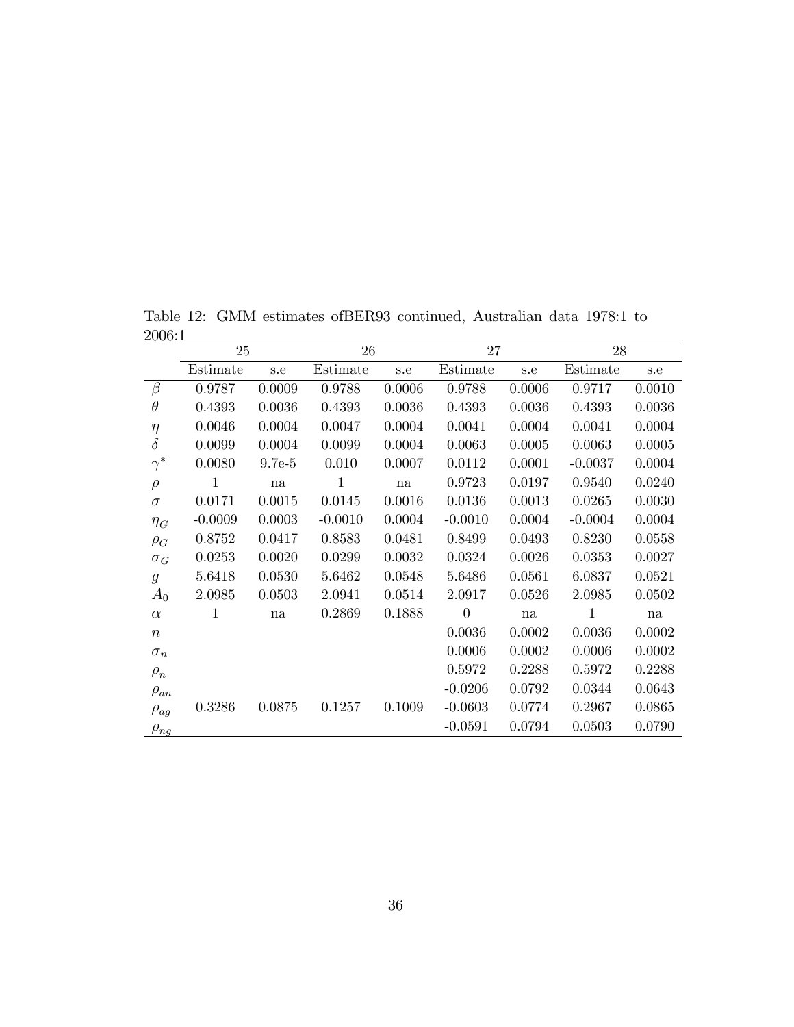Table 12: GMM estimates ofBER93 continued, Australian data 1978:1 to 2006:1

| | 25 | | 26 | | 27 | | 28 | |
|---|---|---|---|---|---|---|---|---|
| | Estimate | s.e | Estimate | s.e | Estimate | s.e | Estimate | s.e |
| $\beta$ | 0.9787 | 0.0009 | 0.9788 | 0.0006 | 0.9788 | 0.0006 | 0.9717 | 0.0010 |
| $\theta$ | 0.4393 | 0.0036 | 0.4393 | 0.0036 | 0.4393 | 0.0036 | 0.4393 | 0.0036 |
| $\eta$ | 0.0046 | 0.0004 | 0.0047 | 0.0004 | 0.0041 | 0.0004 | 0.0041 | 0.0004 |
| $\delta$ | 0.0099 | 0.0004 | 0.0099 | 0.0004 | 0.0063 | 0.0005 | 0.0063 | 0.0005 |
| $\gamma^*$ | 0.0080 | 9.7e-5 | 0.010 | 0.0007 | 0.0112 | 0.0001 | -0.0037 | 0.0004 |
| $\rho$ | 1 | na | 1 | na | 0.9723 | 0.0197 | 0.9540 | 0.0240 |
| $\sigma$ | 0.0171 | 0.0015 | 0.0145 | 0.0016 | 0.0136 | 0.0013 | 0.0265 | 0.0030 |
| $\eta_G$ | -0.0009 | 0.0003 | -0.0010 | 0.0004 | -0.0010 | 0.0004 | -0.0004 | 0.0004 |
| $\rho_G$ | 0.8752 | 0.0417 | 0.8583 | 0.0481 | 0.8499 | 0.0493 | 0.8230 | 0.0558 |
| $\sigma_G$ | 0.0253 | 0.0020 | 0.0299 | 0.0032 | 0.0324 | 0.0026 | 0.0353 | 0.0027 |
| $g$ | 5.6418 | 0.0530 | 5.6462 | 0.0548 | 5.6486 | 0.0561 | 6.0837 | 0.0521 |
| $A_0$ | 2.0985 | 0.0503 | 2.0941 | 0.0514 | 2.0917 | 0.0526 | 2.0985 | 0.0502 |
| $\alpha$ | 1 | na | 0.2869 | 0.1888 | 0 | na | 1 | na |
| $n$ | | | | | 0.0036 | 0.0002 | 0.0036 | 0.0002 |
| $\sigma_n$ | | | | | 0.0006 | 0.0002 | 0.0006 | 0.0002 |
| $\rho_n$ | | | | | 0.5972 | 0.2288 | 0.5972 | 0.2288 |
| $\rho_{an}$ | | | | | -0.0206 | 0.0792 | 0.0344 | 0.0643 |
| $\rho_{ag}$ | 0.3286 | 0.0875 | 0.1257 | 0.1009 | -0.0603 | 0.0774 | 0.2967 | 0.0865 |
| $\rho_{ng}$ | | | | | -0.0591 | 0.0794 | 0.0503 | 0.0790 |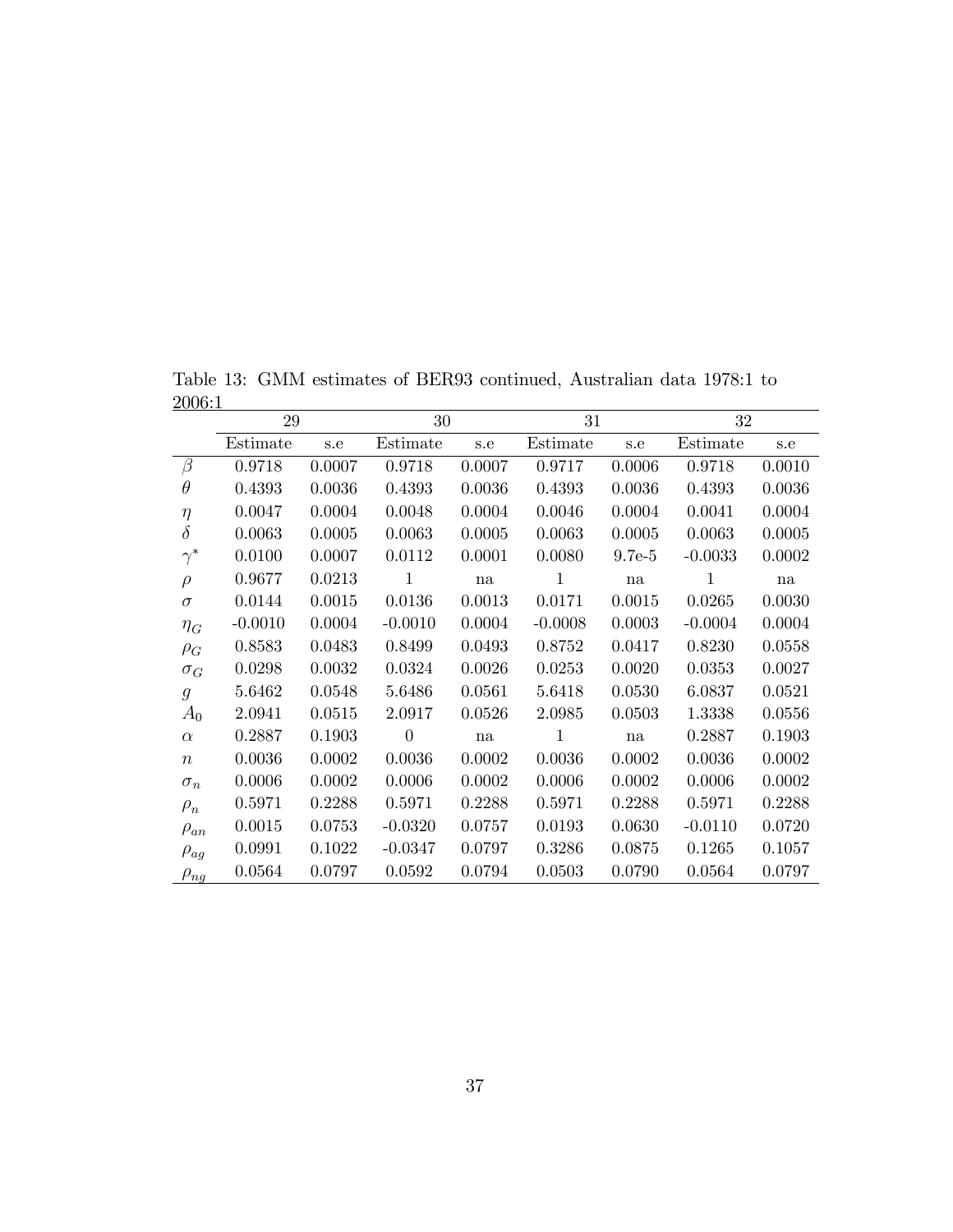Table 13: GMM estimates of BER93 continued, Australian data 1978:1 to 2006:1

| | 29 | | 30 | | 31 | | 32 | |
|---|---|---|---|---|---|---|---|---|
| | Estimate | s.e | Estimate | s.e | Estimate | s.e | Estimate | s.e |
| $\beta$ | 0.9718 | 0.0007 | 0.9718 | 0.0007 | 0.9717 | 0.0006 | 0.9718 | 0.0010 |
| $\theta$ | 0.4393 | 0.0036 | 0.4393 | 0.0036 | 0.4393 | 0.0036 | 0.4393 | 0.0036 |
| $\eta$ | 0.0047 | 0.0004 | 0.0048 | 0.0004 | 0.0046 | 0.0004 | 0.0041 | 0.0004 |
| $\delta$ | 0.0063 | 0.0005 | 0.0063 | 0.0005 | 0.0063 | 0.0005 | 0.0063 | 0.0005 |
| $\gamma^*$ | 0.0100 | 0.0007 | 0.0112 | 0.0001 | 0.0080 | 9.7e-5 | -0.0033 | 0.0002 |
| $\rho$ | 0.9677 | 0.0213 | 1 | na | 1 | na | 1 | na |
| $\sigma$ | 0.0144 | 0.0015 | 0.0136 | 0.0013 | 0.0171 | 0.0015 | 0.0265 | 0.0030 |
| $\eta_G$ | -0.0010 | 0.0004 | -0.0010 | 0.0004 | -0.0008 | 0.0003 | -0.0004 | 0.0004 |
| $\rho_G$ | 0.8583 | 0.0483 | 0.8499 | 0.0493 | 0.8752 | 0.0417 | 0.8230 | 0.0558 |
| $\sigma_G$ | 0.0298 | 0.0032 | 0.0324 | 0.0026 | 0.0253 | 0.0020 | 0.0353 | 0.0027 |
| $g$ | 5.6462 | 0.0548 | 5.6486 | 0.0561 | 5.6418 | 0.0530 | 6.0837 | 0.0521 |
| $A_0$ | 2.0941 | 0.0515 | 2.0917 | 0.0526 | 2.0985 | 0.0503 | 1.3338 | 0.0556 |
| $\alpha$ | 0.2887 | 0.1903 | 0 | na | 1 | na | 0.2887 | 0.1903 |
| $n$ | 0.0036 | 0.0002 | 0.0036 | 0.0002 | 0.0036 | 0.0002 | 0.0036 | 0.0002 |
| $\sigma_n$ | 0.0006 | 0.0002 | 0.0006 | 0.0002 | 0.0006 | 0.0002 | 0.0006 | 0.0002 |
| $\rho_n$ | 0.5971 | 0.2288 | 0.5971 | 0.2288 | 0.5971 | 0.2288 | 0.5971 | 0.2288 |
| $\rho_{an}$ | 0.0015 | 0.0753 | -0.0320 | 0.0757 | 0.0193 | 0.0630 | -0.0110 | 0.0720 |
| $\rho_{ag}$ | 0.0991 | 0.1022 | -0.0347 | 0.0797 | 0.3286 | 0.0875 | 0.1265 | 0.1057 |
| $\rho_{ng}$ | 0.0564 | 0.0797 | 0.0592 | 0.0794 | 0.0503 | 0.0790 | 0.0564 | 0.0797 |